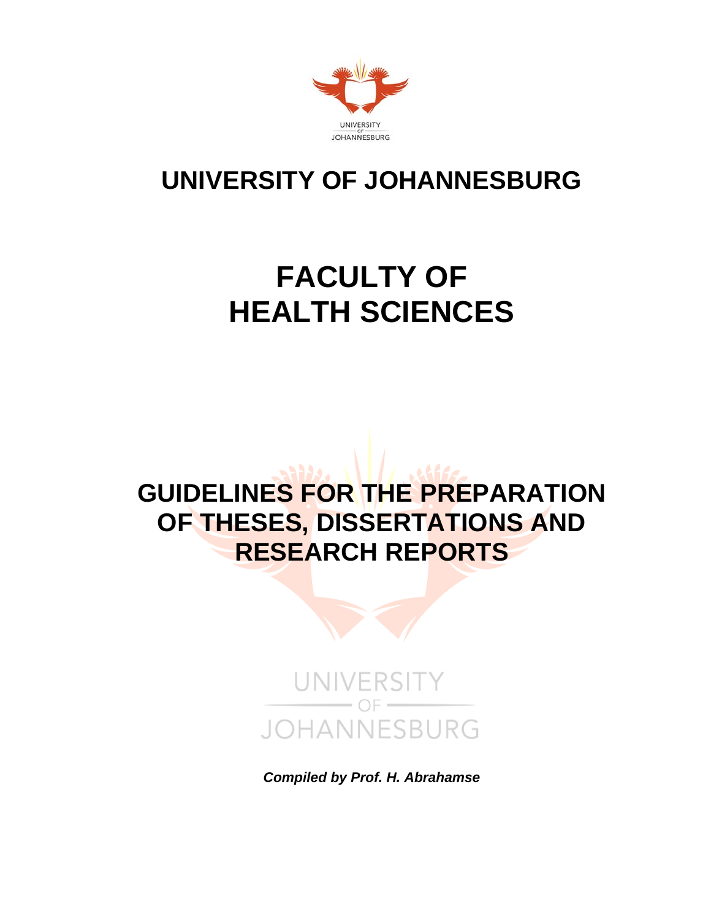UNIVERSITY OF JOHANNESBURG

# UNIVERSITY OF JOHANNESBURG

# FACULTY OF HEALTH SCIENCES

## GUIDELINES FOR THE PREPARATION OF THESES, DISSERTATIONS AND RESEARCH REPORTS

UNIVERSITY OF JOHANNESBURG

***Compiled by Prof. H. Abrahamse***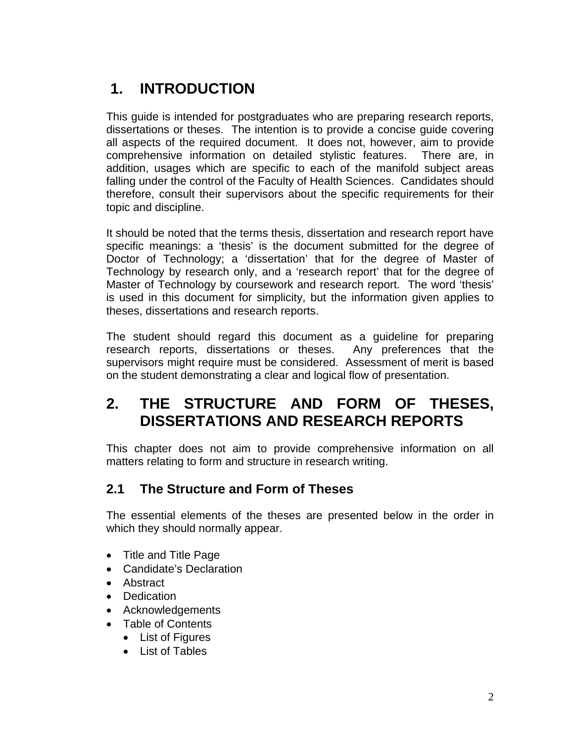# 1. INTRODUCTION

This guide is intended for postgraduates who are preparing research reports, dissertations or theses. The intention is to provide a concise guide covering all aspects of the required document. It does not, however, aim to provide comprehensive information on detailed stylistic features. There are, in addition, usages which are specific to each of the manifold subject areas falling under the control of the Faculty of Health Sciences. Candidates should therefore, consult their supervisors about the specific requirements for their topic and discipline.

It should be noted that the terms thesis, dissertation and research report have specific meanings: a 'thesis' is the document submitted for the degree of Doctor of Technology; a 'dissertation' that for the degree of Master of Technology by research only, and a 'research report' that for the degree of Master of Technology by coursework and research report. The word 'thesis' is used in this document for simplicity, but the information given applies to theses, dissertations and research reports.

The student should regard this document as a guideline for preparing research reports, dissertations or theses. Any preferences that the supervisors might require must be considered. Assessment of merit is based on the student demonstrating a clear and logical flow of presentation.

# 2. THE STRUCTURE AND FORM OF THESES, DISSERTATIONS AND RESEARCH REPORTS

This chapter does not aim to provide comprehensive information on all matters relating to form and structure in research writing.

## 2.1 The Structure and Form of Theses

The essential elements of the theses are presented below in the order in which they should normally appear.

- Title and Title Page
- Candidate's Declaration
- Abstract
- Dedication
- Acknowledgements
- Table of Contents
  - List of Figures
  - List of Tables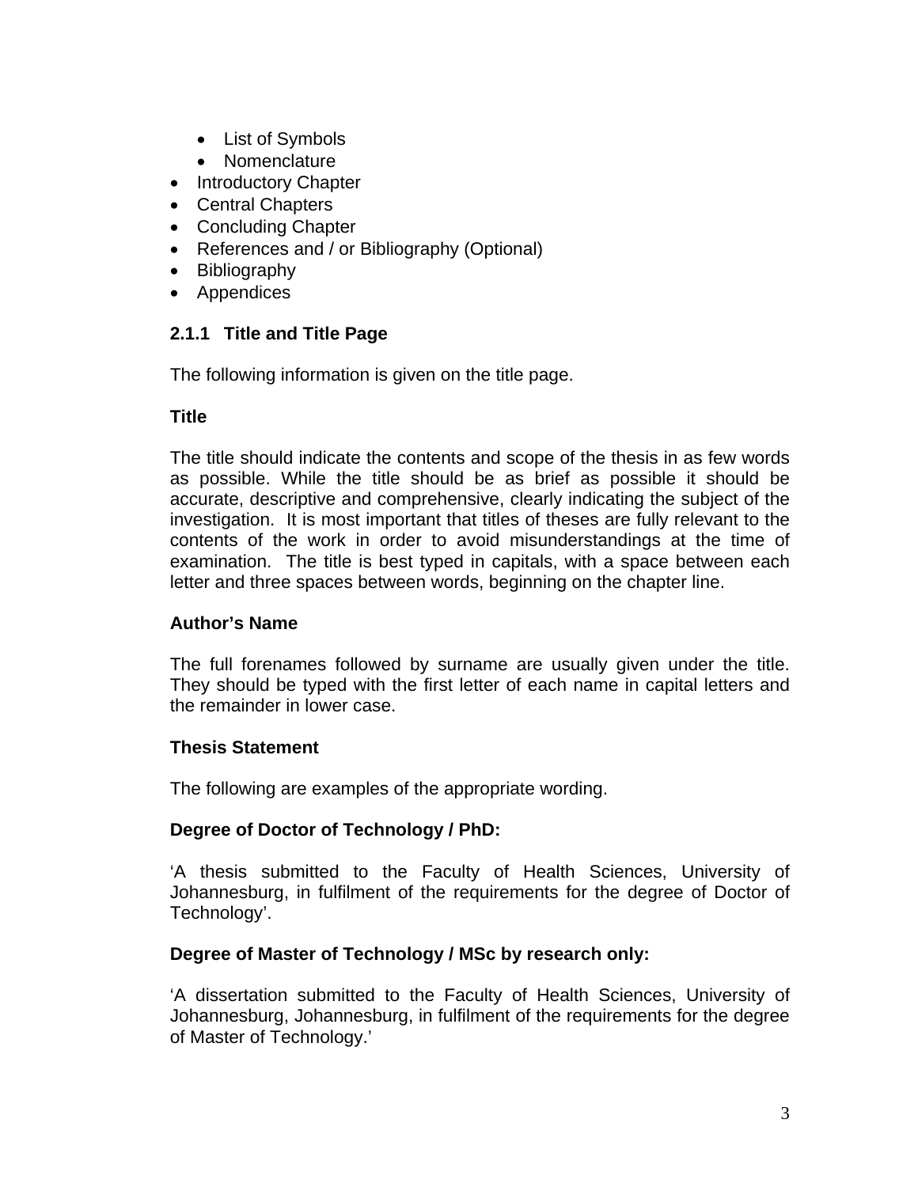- List of Symbols
  - Nomenclature
- Introductory Chapter
- Central Chapters
- Concluding Chapter
- References and / or Bibliography (Optional)
- Bibliography
- Appendices

### 2.1.1 Title and Title Page

The following information is given on the title page.

**Title**

The title should indicate the contents and scope of the thesis in as few words as possible. While the title should be as brief as possible it should be accurate, descriptive and comprehensive, clearly indicating the subject of the investigation. It is most important that titles of theses are fully relevant to the contents of the work in order to avoid misunderstandings at the time of examination. The title is best typed in capitals, with a space between each letter and three spaces between words, beginning on the chapter line.

**Author's Name**

The full forenames followed by surname are usually given under the title. They should be typed with the first letter of each name in capital letters and the remainder in lower case.

**Thesis Statement**

The following are examples of the appropriate wording.

**Degree of Doctor of Technology / PhD:**

'A thesis submitted to the Faculty of Health Sciences, University of Johannesburg, in fulfilment of the requirements for the degree of Doctor of Technology'.

**Degree of Master of Technology / MSc by research only:**

'A dissertation submitted to the Faculty of Health Sciences, University of Johannesburg, Johannesburg, in fulfilment of the requirements for the degree of Master of Technology.'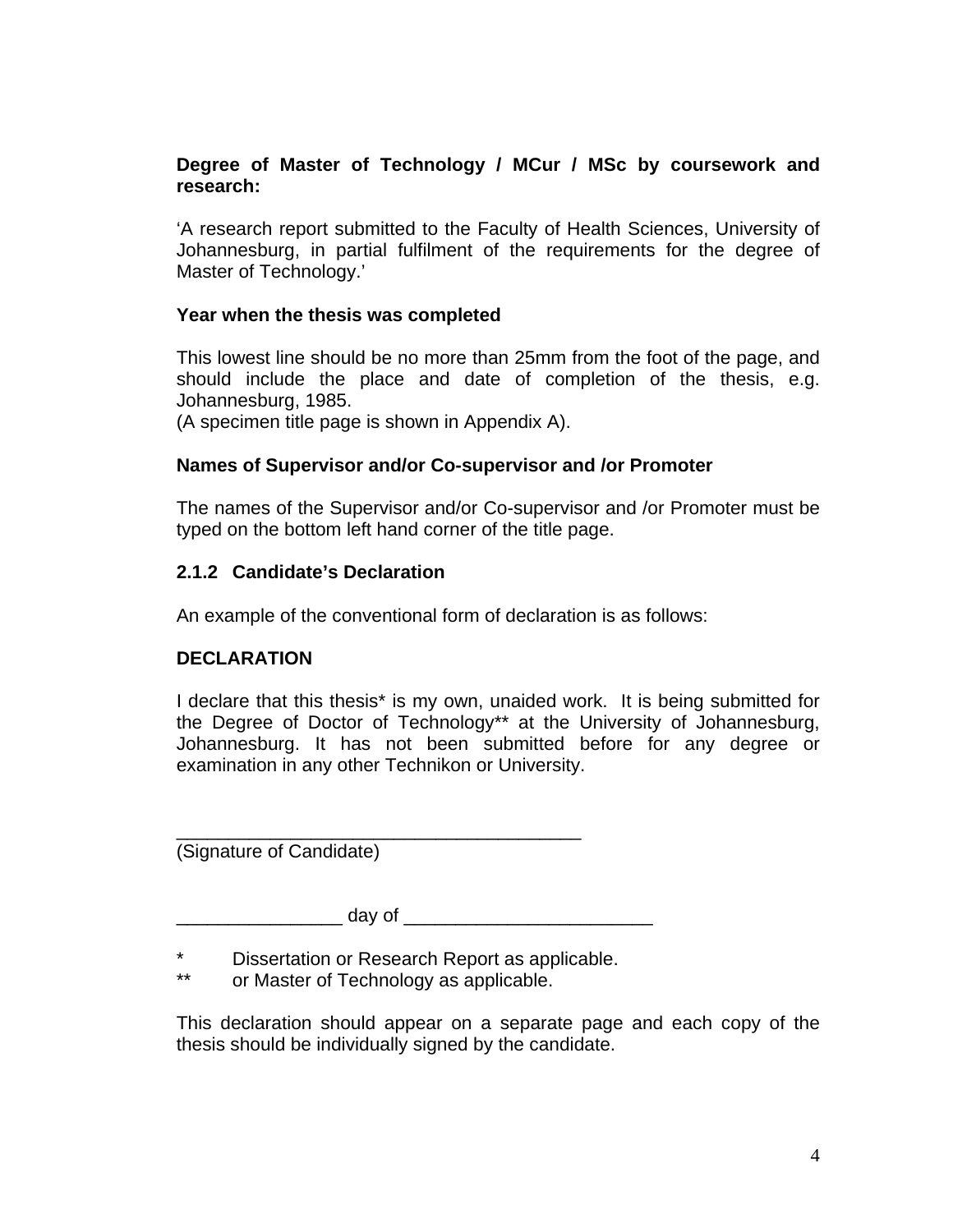**Degree of Master of Technology / MCur / MSc by coursework and research:**

'A research report submitted to the Faculty of Health Sciences, University of Johannesburg, in partial fulfilment of the requirements for the degree of Master of Technology.'

**Year when the thesis was completed**

This lowest line should be no more than 25mm from the foot of the page, and should include the place and date of completion of the thesis, e.g. Johannesburg, 1985.
(A specimen title page is shown in Appendix A).

**Names of Supervisor and/or Co-supervisor and /or Promoter**

The names of the Supervisor and/or Co-supervisor and /or Promoter must be typed on the bottom left hand corner of the title page.

### 2.1.2 Candidate's Declaration

An example of the conventional form of declaration is as follows:

**DECLARATION**

I declare that this thesis* is my own, unaided work. It is being submitted for the Degree of Doctor of Technology** at the University of Johannesburg, Johannesburg. It has not been submitted before for any degree or examination in any other Technikon or University.

________________________________________
(Signature of Candidate)

________________ day of ________________________

\* Dissertation or Research Report as applicable.
\*\* or Master of Technology as applicable.

This declaration should appear on a separate page and each copy of the thesis should be individually signed by the candidate.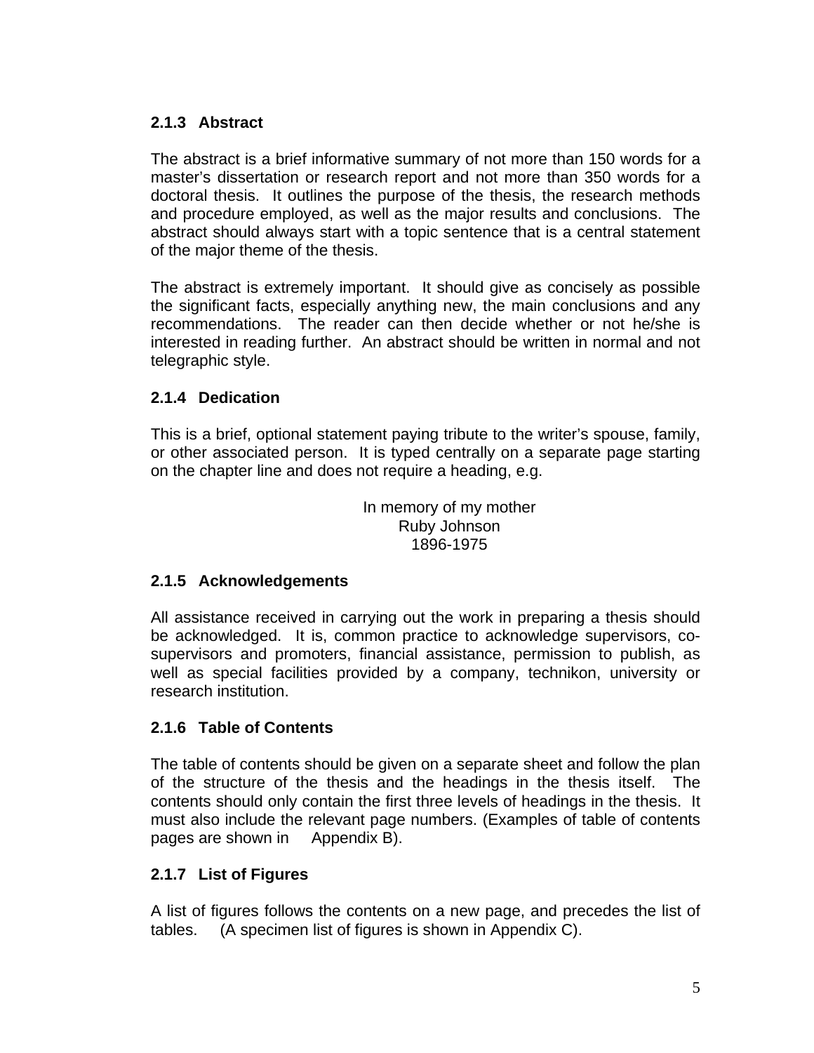### 2.1.3 Abstract

The abstract is a brief informative summary of not more than 150 words for a master's dissertation or research report and not more than 350 words for a doctoral thesis. It outlines the purpose of the thesis, the research methods and procedure employed, as well as the major results and conclusions. The abstract should always start with a topic sentence that is a central statement of the major theme of the thesis.

The abstract is extremely important. It should give as concisely as possible the significant facts, especially anything new, the main conclusions and any recommendations. The reader can then decide whether or not he/she is interested in reading further. An abstract should be written in normal and not telegraphic style.

### 2.1.4 Dedication

This is a brief, optional statement paying tribute to the writer's spouse, family, or other associated person. It is typed centrally on a separate page starting on the chapter line and does not require a heading, e.g.

In memory of my mother
Ruby Johnson
1896-1975

### 2.1.5 Acknowledgements

All assistance received in carrying out the work in preparing a thesis should be acknowledged. It is, common practice to acknowledge supervisors, co-supervisors and promoters, financial assistance, permission to publish, as well as special facilities provided by a company, technikon, university or research institution.

### 2.1.6 Table of Contents

The table of contents should be given on a separate sheet and follow the plan of the structure of the thesis and the headings in the thesis itself. The contents should only contain the first three levels of headings in the thesis. It must also include the relevant page numbers. (Examples of table of contents pages are shown in Appendix B).

### 2.1.7 List of Figures

A list of figures follows the contents on a new page, and precedes the list of tables. (A specimen list of figures is shown in Appendix C).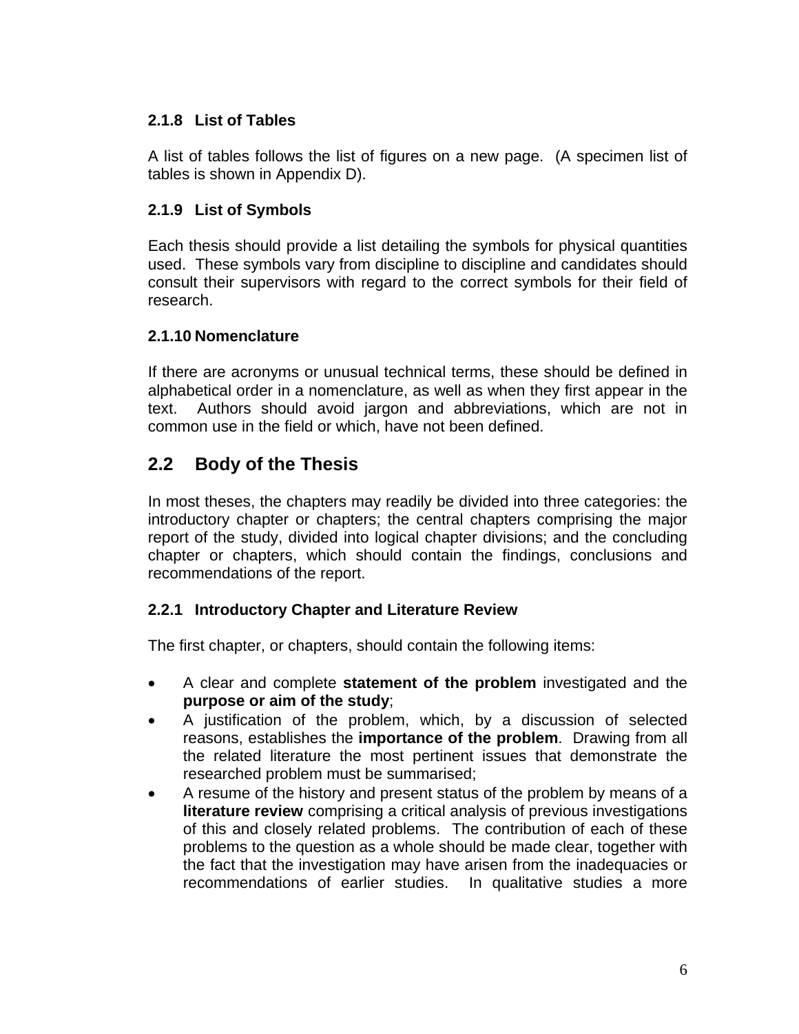### 2.1.8 List of Tables

A list of tables follows the list of figures on a new page. (A specimen list of tables is shown in Appendix D).

### 2.1.9 List of Symbols

Each thesis should provide a list detailing the symbols for physical quantities used. These symbols vary from discipline to discipline and candidates should consult their supervisors with regard to the correct symbols for their field of research.

### 2.1.10 Nomenclature

If there are acronyms or unusual technical terms, these should be defined in alphabetical order in a nomenclature, as well as when they first appear in the text. Authors should avoid jargon and abbreviations, which are not in common use in the field or which, have not been defined.

## 2.2 Body of the Thesis

In most theses, the chapters may readily be divided into three categories: the introductory chapter or chapters; the central chapters comprising the major report of the study, divided into logical chapter divisions; and the concluding chapter or chapters, which should contain the findings, conclusions and recommendations of the report.

### 2.2.1 Introductory Chapter and Literature Review

The first chapter, or chapters, should contain the following items:

- A clear and complete **statement of the problem** investigated and the **purpose or aim of the study**;
- A justification of the problem, which, by a discussion of selected reasons, establishes the **importance of the problem**. Drawing from all the related literature the most pertinent issues that demonstrate the researched problem must be summarised;
- A resume of the history and present status of the problem by means of a **literature review** comprising a critical analysis of previous investigations of this and closely related problems. The contribution of each of these problems to the question as a whole should be made clear, together with the fact that the investigation may have arisen from the inadequacies or recommendations of earlier studies. In qualitative studies a more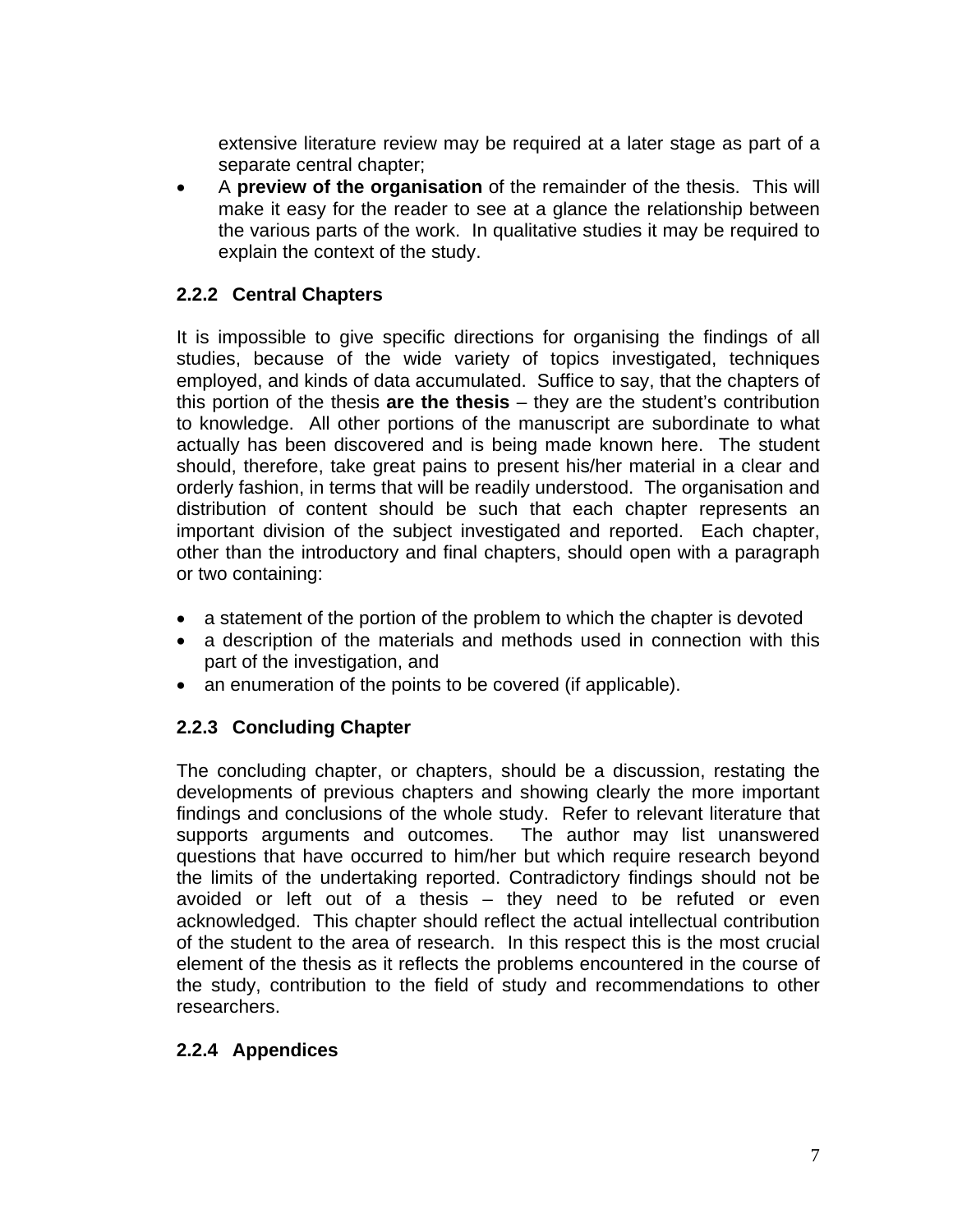extensive literature review may be required at a later stage as part of a separate central chapter;

- A **preview of the organisation** of the remainder of the thesis. This will make it easy for the reader to see at a glance the relationship between the various parts of the work. In qualitative studies it may be required to explain the context of the study.

### 2.2.2 Central Chapters

It is impossible to give specific directions for organising the findings of all studies, because of the wide variety of topics investigated, techniques employed, and kinds of data accumulated. Suffice to say, that the chapters of this portion of the thesis **are the thesis** – they are the student's contribution to knowledge. All other portions of the manuscript are subordinate to what actually has been discovered and is being made known here. The student should, therefore, take great pains to present his/her material in a clear and orderly fashion, in terms that will be readily understood. The organisation and distribution of content should be such that each chapter represents an important division of the subject investigated and reported. Each chapter, other than the introductory and final chapters, should open with a paragraph or two containing:

- a statement of the portion of the problem to which the chapter is devoted
- a description of the materials and methods used in connection with this part of the investigation, and
- an enumeration of the points to be covered (if applicable).

### 2.2.3 Concluding Chapter

The concluding chapter, or chapters, should be a discussion, restating the developments of previous chapters and showing clearly the more important findings and conclusions of the whole study. Refer to relevant literature that supports arguments and outcomes. The author may list unanswered questions that have occurred to him/her but which require research beyond the limits of the undertaking reported. Contradictory findings should not be avoided or left out of a thesis – they need to be refuted or even acknowledged. This chapter should reflect the actual intellectual contribution of the student to the area of research. In this respect this is the most crucial element of the thesis as it reflects the problems encountered in the course of the study, contribution to the field of study and recommendations to other researchers.

### 2.2.4 Appendices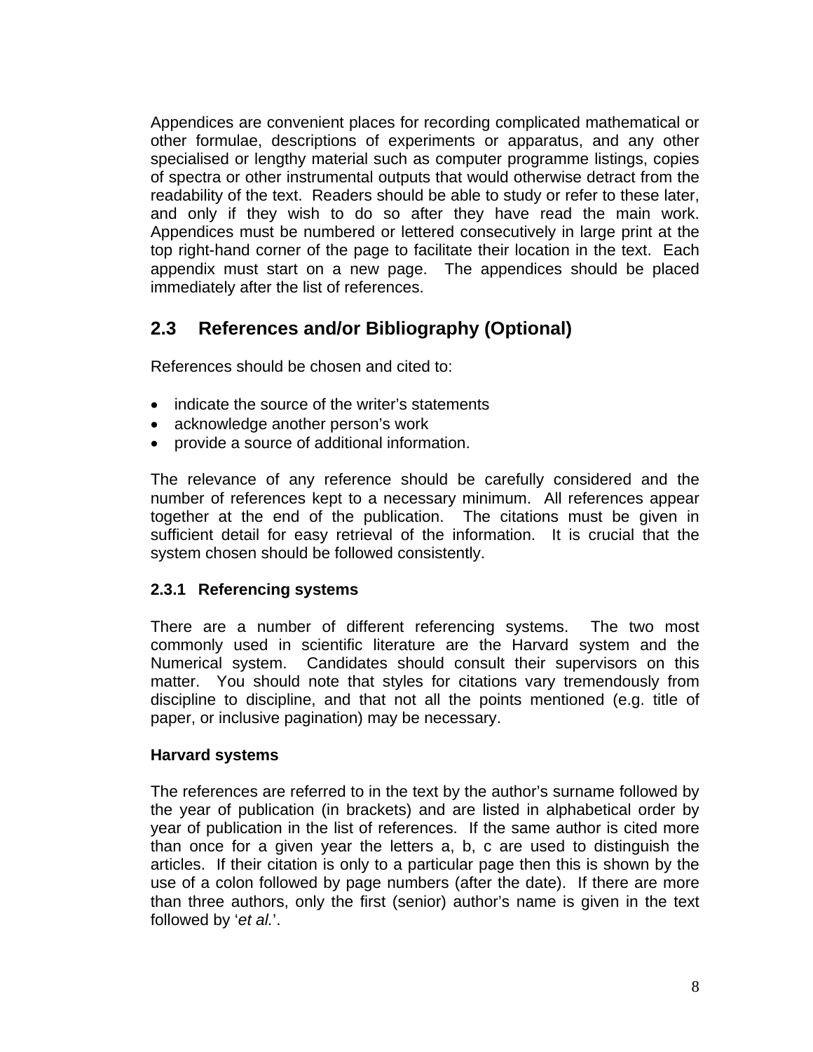Appendices are convenient places for recording complicated mathematical or other formulae, descriptions of experiments or apparatus, and any other specialised or lengthy material such as computer programme listings, copies of spectra or other instrumental outputs that would otherwise detract from the readability of the text. Readers should be able to study or refer to these later, and only if they wish to do so after they have read the main work. Appendices must be numbered or lettered consecutively in large print at the top right-hand corner of the page to facilitate their location in the text. Each appendix must start on a new page. The appendices should be placed immediately after the list of references.

## 2.3 References and/or Bibliography (Optional)

References should be chosen and cited to:

- indicate the source of the writer's statements
- acknowledge another person's work
- provide a source of additional information.

The relevance of any reference should be carefully considered and the number of references kept to a necessary minimum. All references appear together at the end of the publication. The citations must be given in sufficient detail for easy retrieval of the information. It is crucial that the system chosen should be followed consistently.

### 2.3.1 Referencing systems

There are a number of different referencing systems. The two most commonly used in scientific literature are the Harvard system and the Numerical system. Candidates should consult their supervisors on this matter. You should note that styles for citations vary tremendously from discipline to discipline, and that not all the points mentioned (e.g. title of paper, or inclusive pagination) may be necessary.

**Harvard systems**

The references are referred to in the text by the author's surname followed by the year of publication (in brackets) and are listed in alphabetical order by year of publication in the list of references. If the same author is cited more than once for a given year the letters a, b, c are used to distinguish the articles. If their citation is only to a particular page then this is shown by the use of a colon followed by page numbers (after the date). If there are more than three authors, only the first (senior) author's name is given in the text followed by '*et al.*'.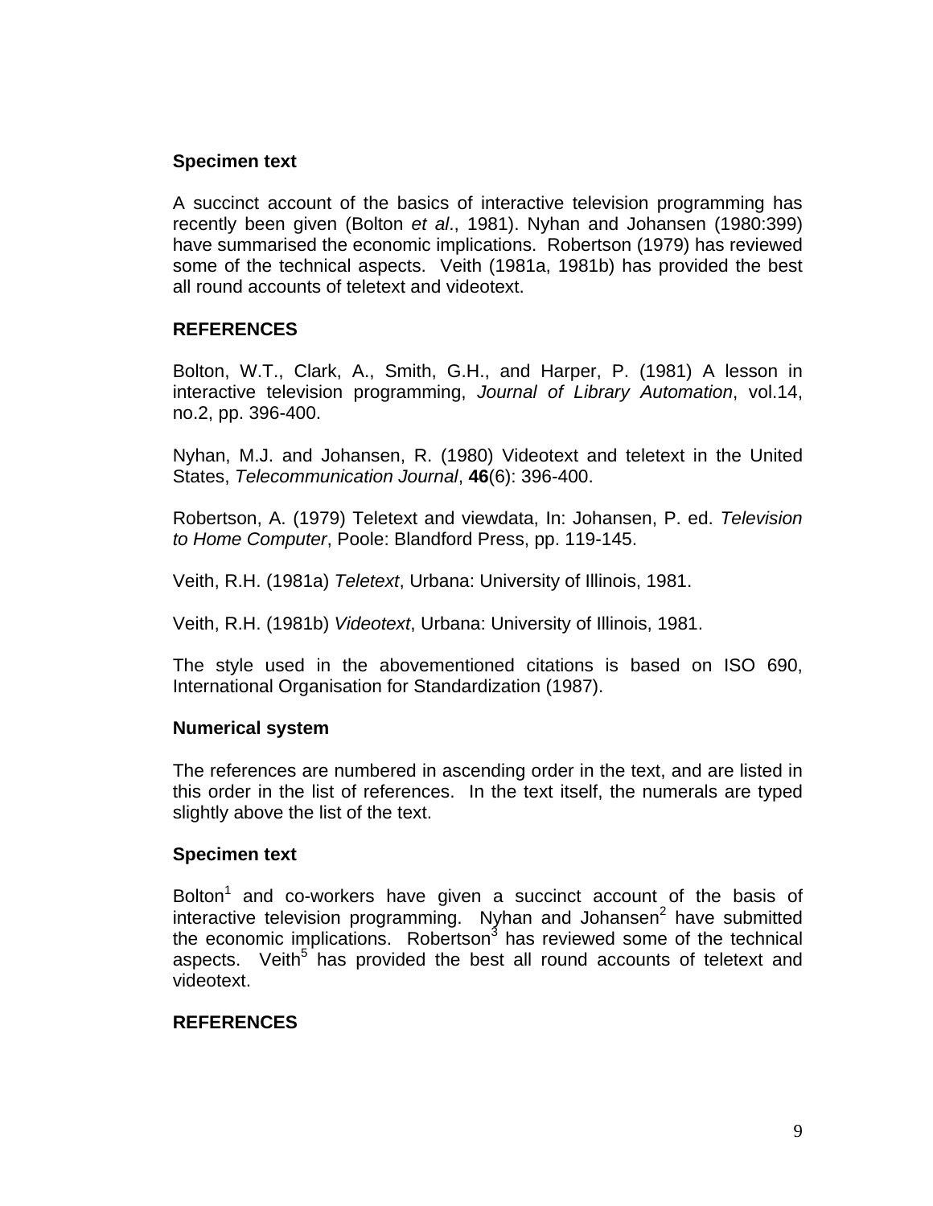**Specimen text**

A succinct account of the basics of interactive television programming has recently been given (Bolton *et al*., 1981). Nyhan and Johansen (1980:399) have summarised the economic implications. Robertson (1979) has reviewed some of the technical aspects. Veith (1981a, 1981b) has provided the best all round accounts of teletext and videotext.

**REFERENCES**

Bolton, W.T., Clark, A., Smith, G.H., and Harper, P. (1981) A lesson in interactive television programming, *Journal of Library Automation*, vol.14, no.2, pp. 396-400.

Nyhan, M.J. and Johansen, R. (1980) Videotext and teletext in the United States, *Telecommunication Journal*, **46**(6): 396-400.

Robertson, A. (1979) Teletext and viewdata, In: Johansen, P. ed. *Television to Home Computer*, Poole: Blandford Press, pp. 119-145.

Veith, R.H. (1981a) *Teletext*, Urbana: University of Illinois, 1981.

Veith, R.H. (1981b) *Videotext*, Urbana: University of Illinois, 1981.

The style used in the abovementioned citations is based on ISO 690, International Organisation for Standardization (1987).

**Numerical system**

The references are numbered in ascending order in the text, and are listed in this order in the list of references. In the text itself, the numerals are typed slightly above the list of the text.

**Specimen text**

Bolton[1] and co-workers have given a succinct account of the basis of interactive television programming. Nyhan and Johansen[2] have submitted the economic implications. Robertson[3] has reviewed some of the technical aspects. Veith[5] has provided the best all round accounts of teletext and videotext.

**REFERENCES**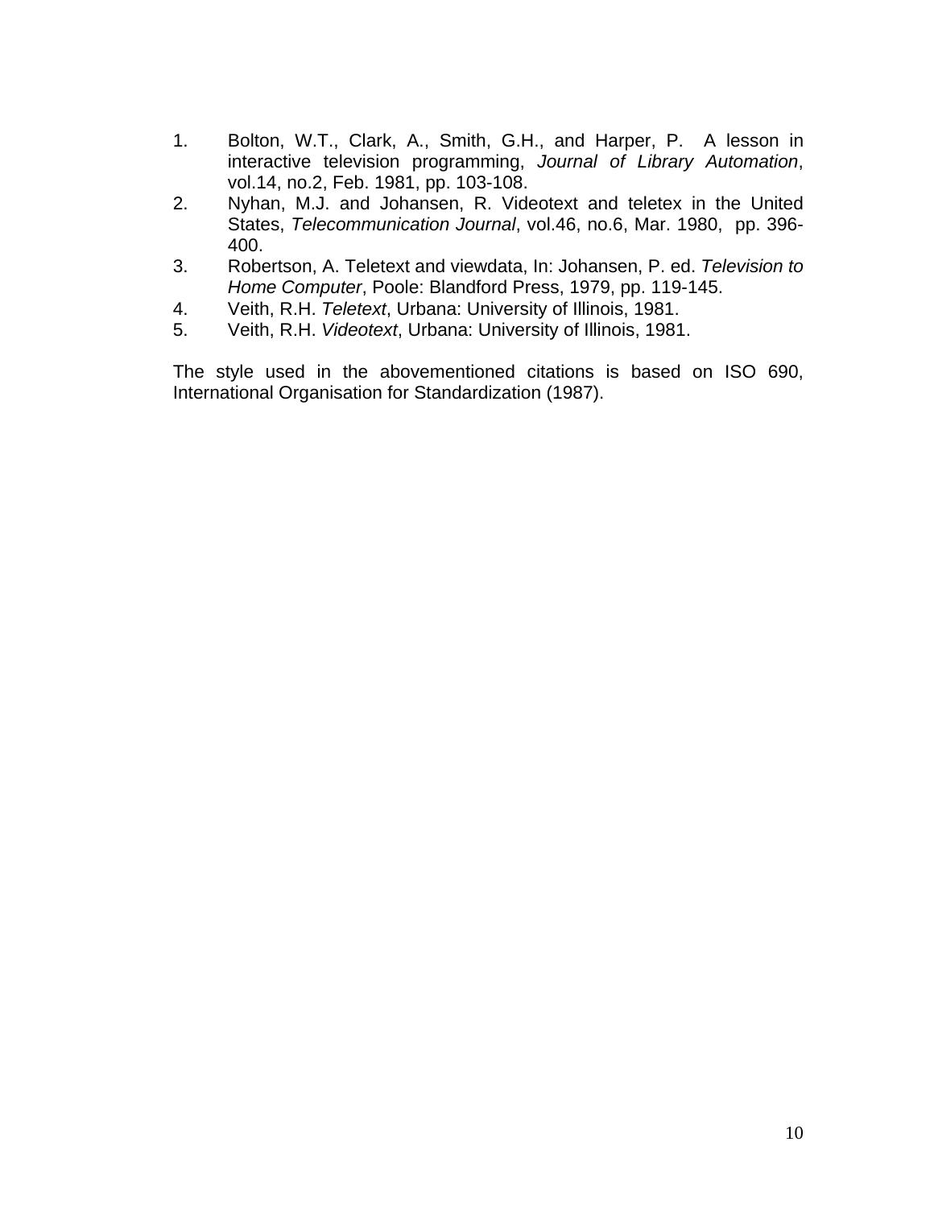1. Bolton, W.T., Clark, A., Smith, G.H., and Harper, P. A lesson in interactive television programming, *Journal of Library Automation*, vol.14, no.2, Feb. 1981, pp. 103-108.
2. Nyhan, M.J. and Johansen, R. Videotext and teletex in the United States, *Telecommunication Journal*, vol.46, no.6, Mar. 1980, pp. 396-400.
3. Robertson, A. Teletext and viewdata, In: Johansen, P. ed. *Television to Home Computer*, Poole: Blandford Press, 1979, pp. 119-145.
4. Veith, R.H. *Teletext*, Urbana: University of Illinois, 1981.
5. Veith, R.H. *Videotext*, Urbana: University of Illinois, 1981.

The style used in the abovementioned citations is based on ISO 690, International Organisation for Standardization (1987).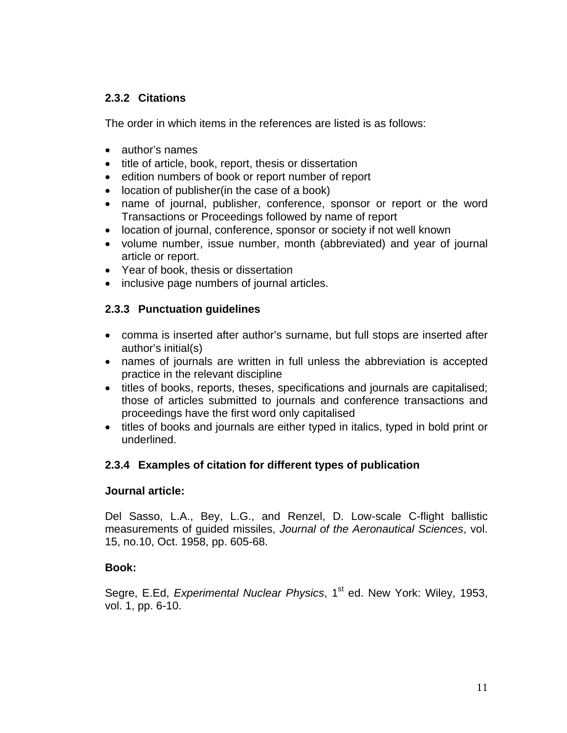### 2.3.2 Citations

The order in which items in the references are listed is as follows:

- author's names
- title of article, book, report, thesis or dissertation
- edition numbers of book or report number of report
- location of publisher(in the case of a book)
- name of journal, publisher, conference, sponsor or report or the word Transactions or Proceedings followed by name of report
- location of journal, conference, sponsor or society if not well known
- volume number, issue number, month (abbreviated) and year of journal article or report.
- Year of book, thesis or dissertation
- inclusive page numbers of journal articles.

### 2.3.3 Punctuation guidelines

- comma is inserted after author's surname, but full stops are inserted after author's initial(s)
- names of journals are written in full unless the abbreviation is accepted practice in the relevant discipline
- titles of books, reports, theses, specifications and journals are capitalised; those of articles submitted to journals and conference transactions and proceedings have the first word only capitalised
- titles of books and journals are either typed in italics, typed in bold print or underlined.

### 2.3.4 Examples of citation for different types of publication

**Journal article:**

Del Sasso, L.A., Bey, L.G., and Renzel, D. Low-scale C-flight ballistic measurements of guided missiles, *Journal of the Aeronautical Sciences*, vol. 15, no.10, Oct. 1958, pp. 605-68.

**Book:**

Segre, E.Ed, *Experimental Nuclear Physics*, 1st ed. New York: Wiley, 1953, vol. 1, pp. 6-10.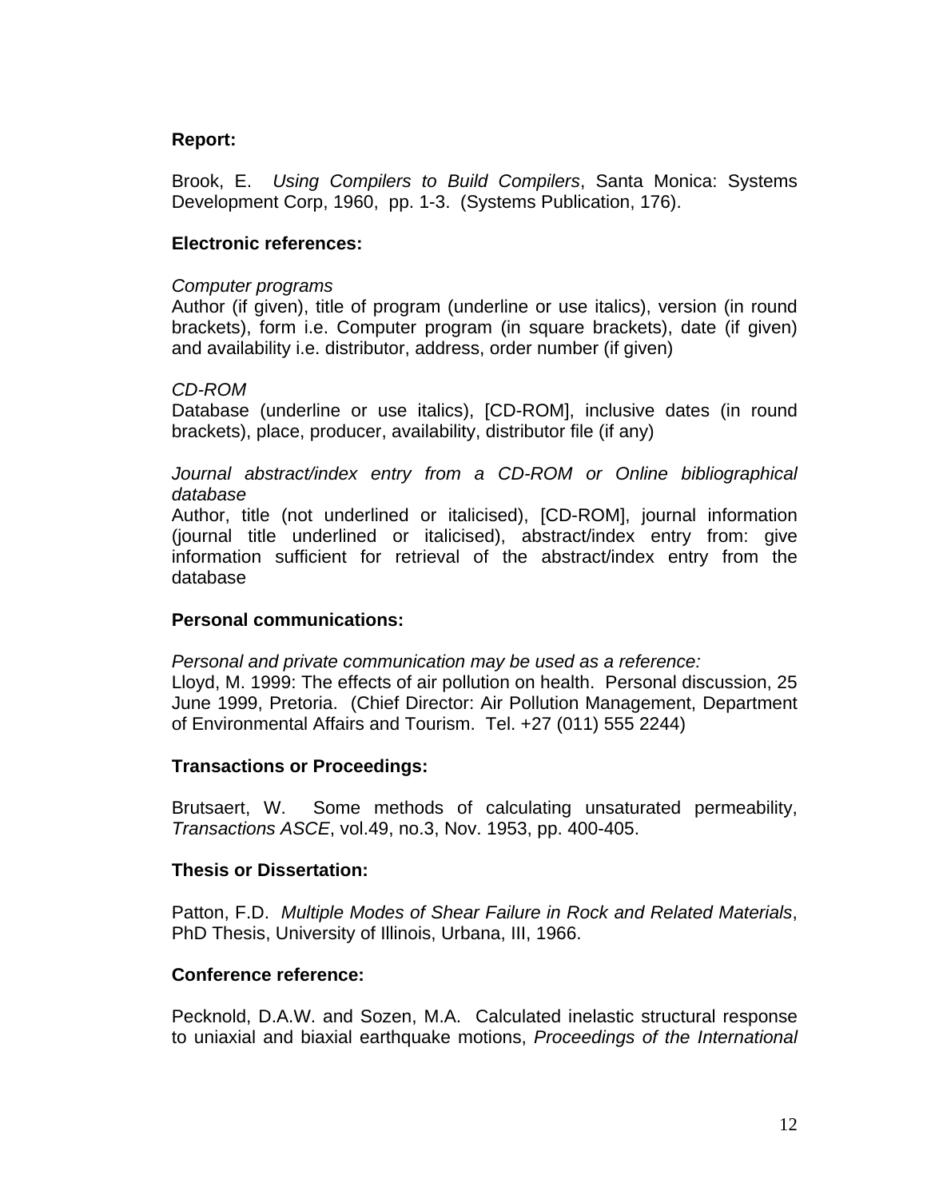**Report:**

Brook, E. *Using Compilers to Build Compilers*, Santa Monica: Systems Development Corp, 1960, pp. 1-3. (Systems Publication, 176).

**Electronic references:**

*Computer programs*
Author (if given), title of program (underline or use italics), version (in round brackets), form i.e. Computer program (in square brackets), date (if given) and availability i.e. distributor, address, order number (if given)

*CD-ROM*
Database (underline or use italics), [CD-ROM], inclusive dates (in round brackets), place, producer, availability, distributor file (if any)

*Journal abstract/index entry from a CD-ROM or Online bibliographical database*
Author, title (not underlined or italicised), [CD-ROM], journal information (journal title underlined or italicised), abstract/index entry from: give information sufficient for retrieval of the abstract/index entry from the database

**Personal communications:**

*Personal and private communication may be used as a reference:*
Lloyd, M. 1999: The effects of air pollution on health. Personal discussion, 25 June 1999, Pretoria. (Chief Director: Air Pollution Management, Department of Environmental Affairs and Tourism. Tel. +27 (011) 555 2244)

**Transactions or Proceedings:**

Brutsaert, W. Some methods of calculating unsaturated permeability, *Transactions ASCE*, vol.49, no.3, Nov. 1953, pp. 400-405.

**Thesis or Dissertation:**

Patton, F.D. *Multiple Modes of Shear Failure in Rock and Related Materials*, PhD Thesis, University of Illinois, Urbana, III, 1966.

**Conference reference:**

Pecknold, D.A.W. and Sozen, M.A. Calculated inelastic structural response to uniaxial and biaxial earthquake motions, *Proceedings of the International*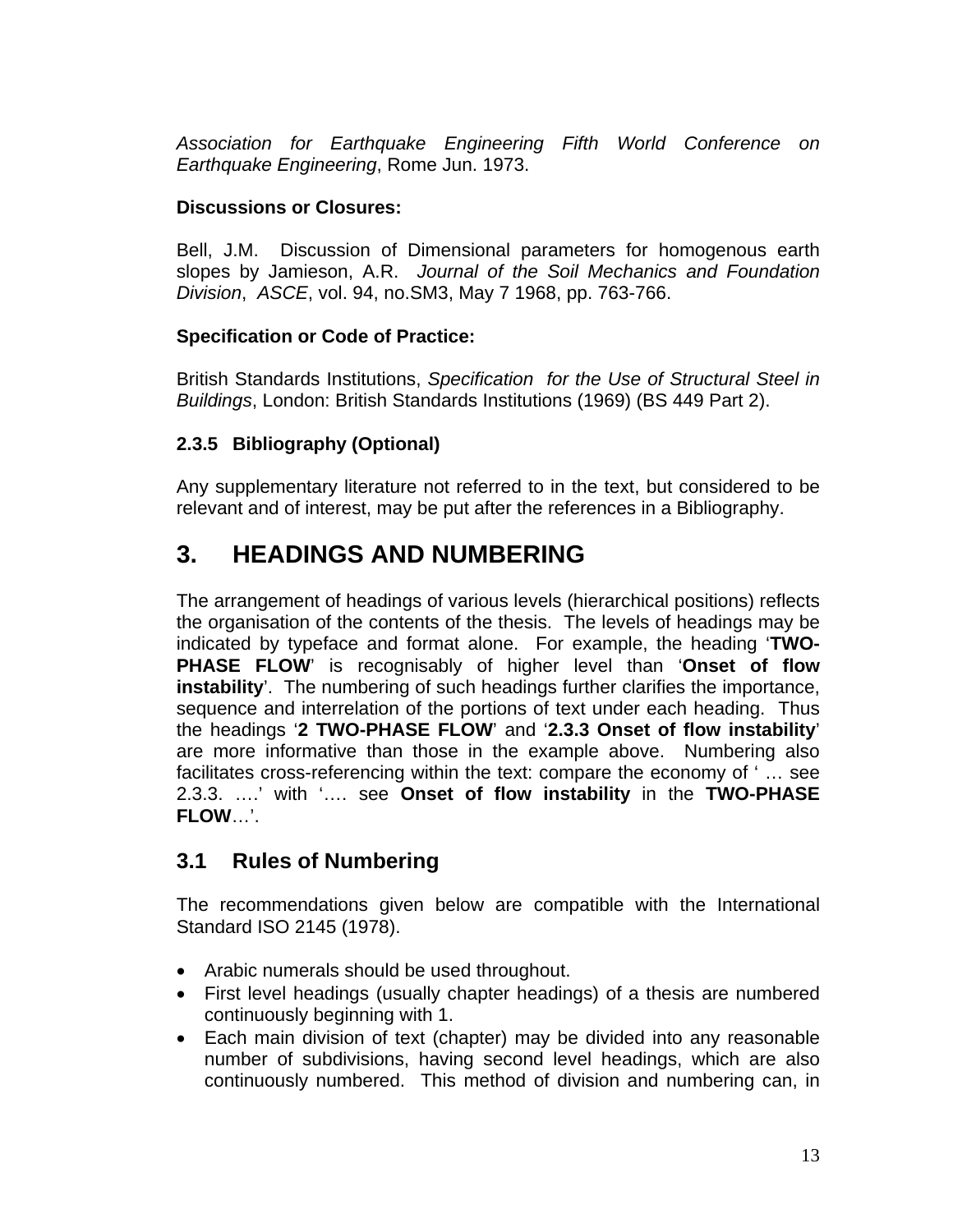*Association for Earthquake Engineering Fifth World Conference on Earthquake Engineering*, Rome Jun. 1973.

**Discussions or Closures:**

Bell, J.M. Discussion of Dimensional parameters for homogenous earth slopes by Jamieson, A.R. *Journal of the Soil Mechanics and Foundation Division*, *ASCE*, vol. 94, no.SM3, May 7 1968, pp. 763-766.

**Specification or Code of Practice:**

British Standards Institutions, *Specification for the Use of Structural Steel in Buildings*, London: British Standards Institutions (1969) (BS 449 Part 2).

### 2.3.5 Bibliography (Optional)

Any supplementary literature not referred to in the text, but considered to be relevant and of interest, may be put after the references in a Bibliography.

# 3. HEADINGS AND NUMBERING

The arrangement of headings of various levels (hierarchical positions) reflects the organisation of the contents of the thesis. The levels of headings may be indicated by typeface and format alone. For example, the heading '**TWO-PHASE FLOW**' is recognisably of higher level than '**Onset of flow instability**'. The numbering of such headings further clarifies the importance, sequence and interrelation of the portions of text under each heading. Thus the headings '**2 TWO-PHASE FLOW**' and '**2.3.3 Onset of flow instability**' are more informative than those in the example above. Numbering also facilitates cross-referencing within the text: compare the economy of ' … see 2.3.3. ….' with '…. see **Onset of flow instability** in the **TWO-PHASE FLOW**…'.

## 3.1 Rules of Numbering

The recommendations given below are compatible with the International Standard ISO 2145 (1978).

- Arabic numerals should be used throughout.
- First level headings (usually chapter headings) of a thesis are numbered continuously beginning with 1.
- Each main division of text (chapter) may be divided into any reasonable number of subdivisions, having second level headings, which are also continuously numbered. This method of division and numbering can, in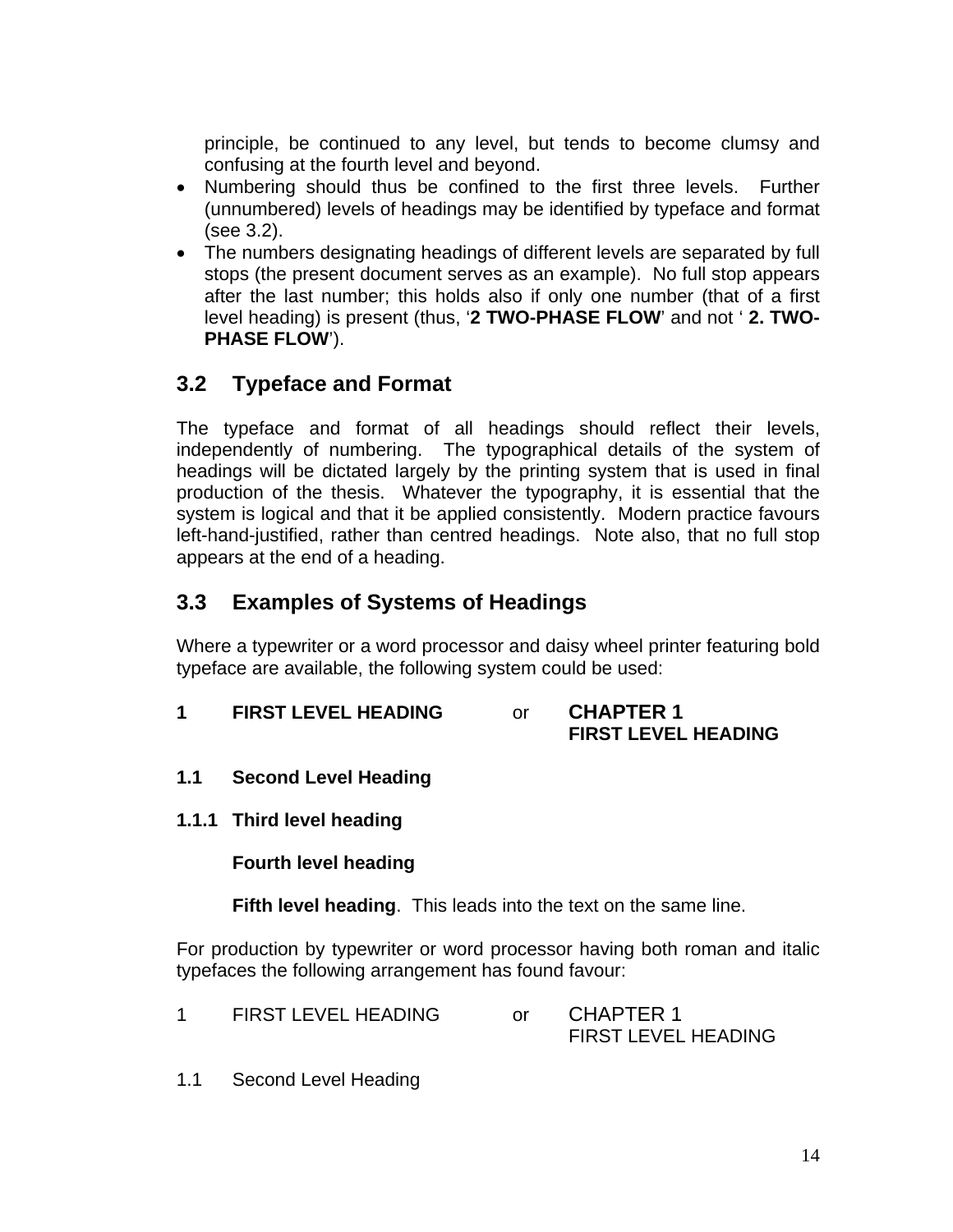principle, be continued to any level, but tends to become clumsy and confusing at the fourth level and beyond.

- Numbering should thus be confined to the first three levels. Further (unnumbered) levels of headings may be identified by typeface and format (see 3.2).
- The numbers designating headings of different levels are separated by full stops (the present document serves as an example). No full stop appears after the last number; this holds also if only one number (that of a first level heading) is present (thus, '**2 TWO-PHASE FLOW**' and not ' **2. TWO-PHASE FLOW**').

## 3.2 Typeface and Format

The typeface and format of all headings should reflect their levels, independently of numbering. The typographical details of the system of headings will be dictated largely by the printing system that is used in final production of the thesis. Whatever the typography, it is essential that the system is logical and that it be applied consistently. Modern practice favours left-hand-justified, rather than centred headings. Note also, that no full stop appears at the end of a heading.

## 3.3 Examples of Systems of Headings

Where a typewriter or a word processor and daisy wheel printer featuring bold typeface are available, the following system could be used:

**1 FIRST LEVEL HEADING** or **CHAPTER 1**
**FIRST LEVEL HEADING**

**1.1 Second Level Heading**

**1.1.1 Third level heading**

**Fourth level heading**

**Fifth level heading**. This leads into the text on the same line.

For production by typewriter or word processor having both roman and italic typefaces the following arrangement has found favour:

1 FIRST LEVEL HEADING or CHAPTER 1
FIRST LEVEL HEADING

1.1 Second Level Heading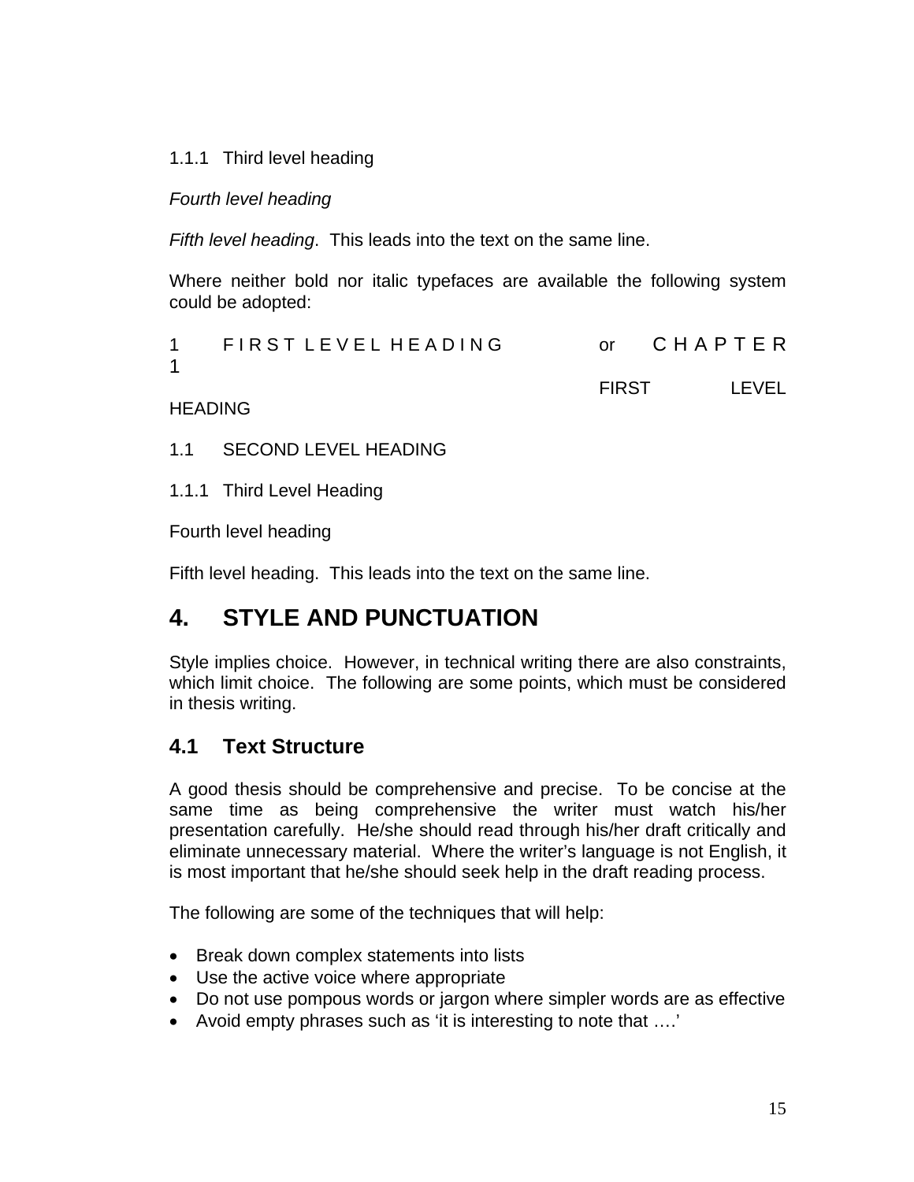1.1.1 Third level heading

*Fourth level heading*

*Fifth level heading*. This leads into the text on the same line.

Where neither bold nor italic typefaces are available the following system could be adopted:

1 F I R S T L E V E L H E A D I N G or C H A P T E R 1

FIRST LEVEL HEADING

1.1 SECOND LEVEL HEADING

1.1.1 Third Level Heading

Fourth level heading

Fifth level heading. This leads into the text on the same line.

# 4. STYLE AND PUNCTUATION

Style implies choice. However, in technical writing there are also constraints, which limit choice. The following are some points, which must be considered in thesis writing.

## 4.1 Text Structure

A good thesis should be comprehensive and precise. To be concise at the same time as being comprehensive the writer must watch his/her presentation carefully. He/she should read through his/her draft critically and eliminate unnecessary material. Where the writer's language is not English, it is most important that he/she should seek help in the draft reading process.

The following are some of the techniques that will help:

- Break down complex statements into lists
- Use the active voice where appropriate
- Do not use pompous words or jargon where simpler words are as effective
- Avoid empty phrases such as 'it is interesting to note that ….'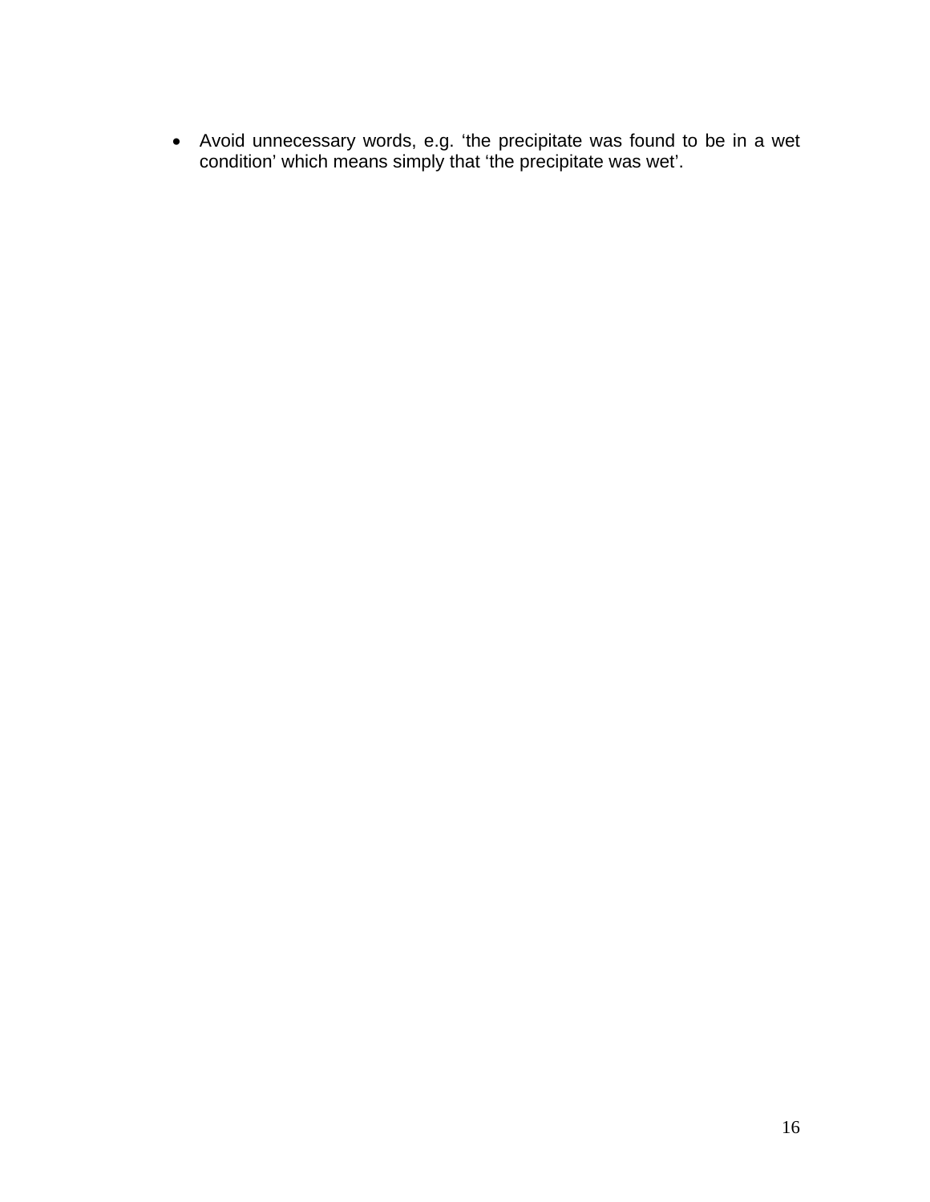- Avoid unnecessary words, e.g. 'the precipitate was found to be in a wet condition' which means simply that 'the precipitate was wet'.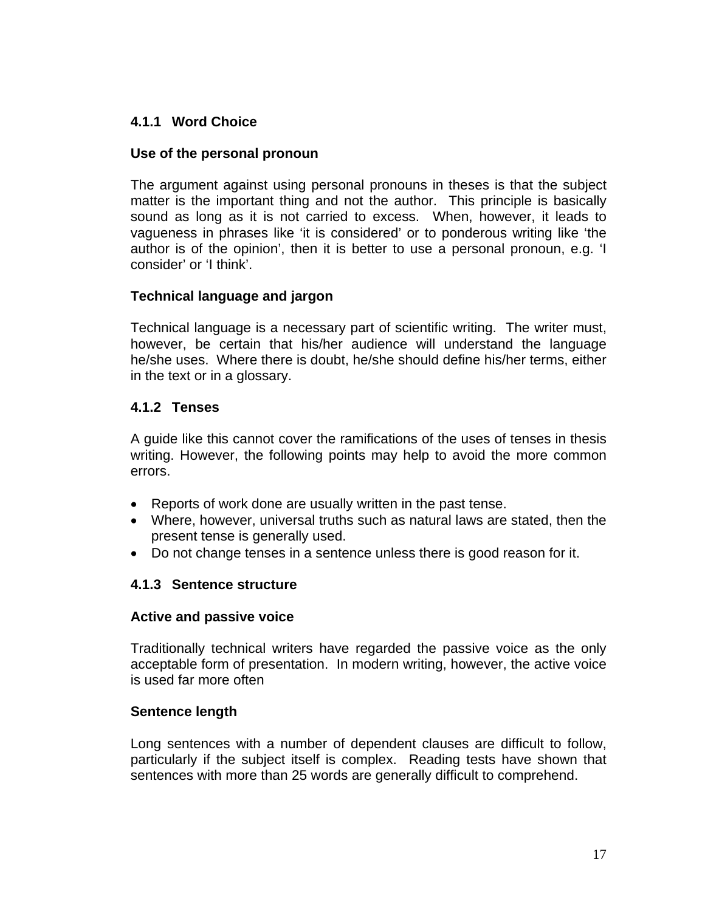### 4.1.1 Word Choice

**Use of the personal pronoun**

The argument against using personal pronouns in theses is that the subject matter is the important thing and not the author. This principle is basically sound as long as it is not carried to excess. When, however, it leads to vagueness in phrases like 'it is considered' or to ponderous writing like 'the author is of the opinion', then it is better to use a personal pronoun, e.g. 'I consider' or 'I think'.

**Technical language and jargon**

Technical language is a necessary part of scientific writing. The writer must, however, be certain that his/her audience will understand the language he/she uses. Where there is doubt, he/she should define his/her terms, either in the text or in a glossary.

### 4.1.2 Tenses

A guide like this cannot cover the ramifications of the uses of tenses in thesis writing. However, the following points may help to avoid the more common errors.

- Reports of work done are usually written in the past tense.
- Where, however, universal truths such as natural laws are stated, then the present tense is generally used.
- Do not change tenses in a sentence unless there is good reason for it.

### 4.1.3 Sentence structure

**Active and passive voice**

Traditionally technical writers have regarded the passive voice as the only acceptable form of presentation. In modern writing, however, the active voice is used far more often

**Sentence length**

Long sentences with a number of dependent clauses are difficult to follow, particularly if the subject itself is complex. Reading tests have shown that sentences with more than 25 words are generally difficult to comprehend.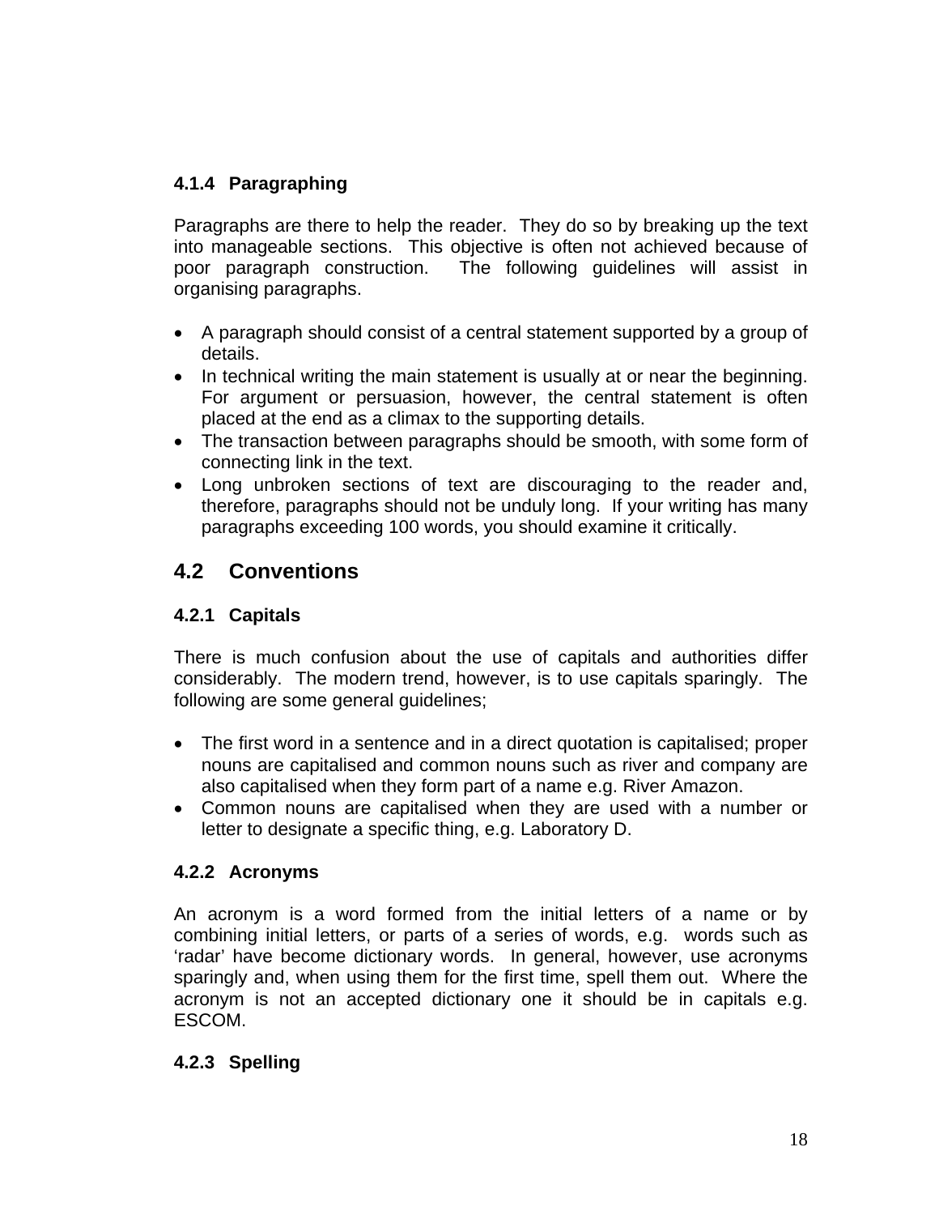#### 4.1.4 Paragraphing

Paragraphs are there to help the reader. They do so by breaking up the text into manageable sections. This objective is often not achieved because of poor paragraph construction. The following guidelines will assist in organising paragraphs.

- A paragraph should consist of a central statement supported by a group of details.
- In technical writing the main statement is usually at or near the beginning. For argument or persuasion, however, the central statement is often placed at the end as a climax to the supporting details.
- The transaction between paragraphs should be smooth, with some form of connecting link in the text.
- Long unbroken sections of text are discouraging to the reader and, therefore, paragraphs should not be unduly long. If your writing has many paragraphs exceeding 100 words, you should examine it critically.

### 4.2 Conventions

#### 4.2.1 Capitals

There is much confusion about the use of capitals and authorities differ considerably. The modern trend, however, is to use capitals sparingly. The following are some general guidelines;

- The first word in a sentence and in a direct quotation is capitalised; proper nouns are capitalised and common nouns such as river and company are also capitalised when they form part of a name e.g. River Amazon.
- Common nouns are capitalised when they are used with a number or letter to designate a specific thing, e.g. Laboratory D.

#### 4.2.2 Acronyms

An acronym is a word formed from the initial letters of a name or by combining initial letters, or parts of a series of words, e.g. words such as 'radar' have become dictionary words. In general, however, use acronyms sparingly and, when using them for the first time, spell them out. Where the acronym is not an accepted dictionary one it should be in capitals e.g. ESCOM.

#### 4.2.3 Spelling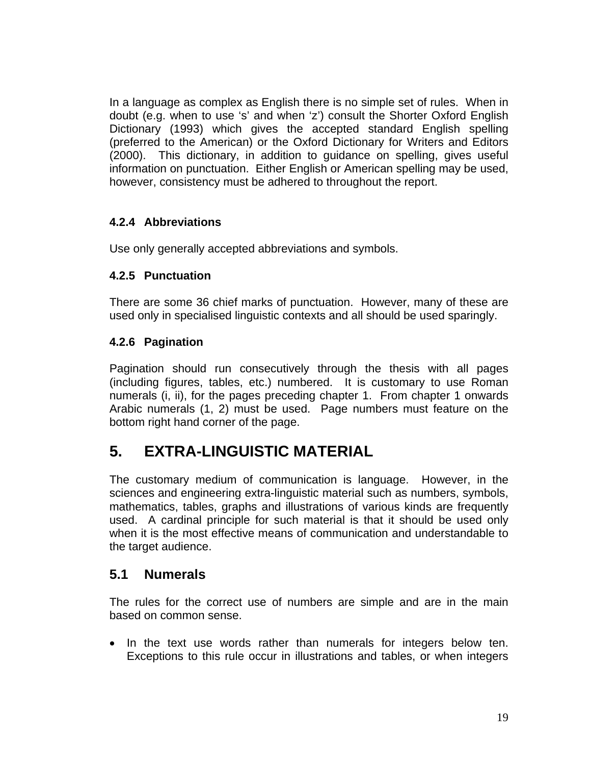In a language as complex as English there is no simple set of rules. When in doubt (e.g. when to use 's' and when 'z') consult the Shorter Oxford English Dictionary (1993) which gives the accepted standard English spelling (preferred to the American) or the Oxford Dictionary for Writers and Editors (2000). This dictionary, in addition to guidance on spelling, gives useful information on punctuation. Either English or American spelling may be used, however, consistency must be adhered to throughout the report.

#### 4.2.4 Abbreviations

Use only generally accepted abbreviations and symbols.

#### 4.2.5 Punctuation

There are some 36 chief marks of punctuation. However, many of these are used only in specialised linguistic contexts and all should be used sparingly.

#### 4.2.6 Pagination

Pagination should run consecutively through the thesis with all pages (including figures, tables, etc.) numbered. It is customary to use Roman numerals (i, ii), for the pages preceding chapter 1. From chapter 1 onwards Arabic numerals (1, 2) must be used. Page numbers must feature on the bottom right hand corner of the page.

# 5. EXTRA-LINGUISTIC MATERIAL

The customary medium of communication is language. However, in the sciences and engineering extra-linguistic material such as numbers, symbols, mathematics, tables, graphs and illustrations of various kinds are frequently used. A cardinal principle for such material is that it should be used only when it is the most effective means of communication and understandable to the target audience.

## 5.1 Numerals

The rules for the correct use of numbers are simple and are in the main based on common sense.

- In the text use words rather than numerals for integers below ten. Exceptions to this rule occur in illustrations and tables, or when integers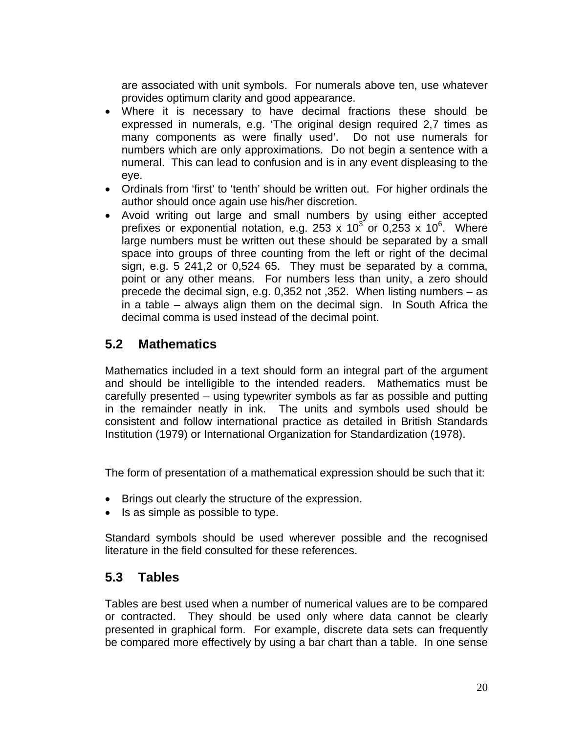are associated with unit symbols. For numerals above ten, use whatever provides optimum clarity and good appearance.

- Where it is necessary to have decimal fractions these should be expressed in numerals, e.g. 'The original design required 2,7 times as many components as were finally used'. Do not use numerals for numbers which are only approximations. Do not begin a sentence with a numeral. This can lead to confusion and is in any event displeasing to the eye.
- Ordinals from 'first' to 'tenth' should be written out. For higher ordinals the author should once again use his/her discretion.
- Avoid writing out large and small numbers by using either accepted prefixes or exponential notation, e.g. $253 \times 10^{3}$ or $0{,}253 \times 10^{6}$. Where large numbers must be written out these should be separated by a small space into groups of three counting from the left or right of the decimal sign, e.g. 5 241,2 or 0,524 65. They must be separated by a comma, point or any other means. For numbers less than unity, a zero should precede the decimal sign, e.g. 0,352 not ,352. When listing numbers – as in a table – always align them on the decimal sign. In South Africa the decimal comma is used instead of the decimal point.

## 5.2 Mathematics

Mathematics included in a text should form an integral part of the argument and should be intelligible to the intended readers. Mathematics must be carefully presented – using typewriter symbols as far as possible and putting in the remainder neatly in ink. The units and symbols used should be consistent and follow international practice as detailed in British Standards Institution (1979) or International Organization for Standardization (1978).

The form of presentation of a mathematical expression should be such that it:

- Brings out clearly the structure of the expression.
- Is as simple as possible to type.

Standard symbols should be used wherever possible and the recognised literature in the field consulted for these references.

## 5.3 Tables

Tables are best used when a number of numerical values are to be compared or contracted. They should be used only where data cannot be clearly presented in graphical form. For example, discrete data sets can frequently be compared more effectively by using a bar chart than a table. In one sense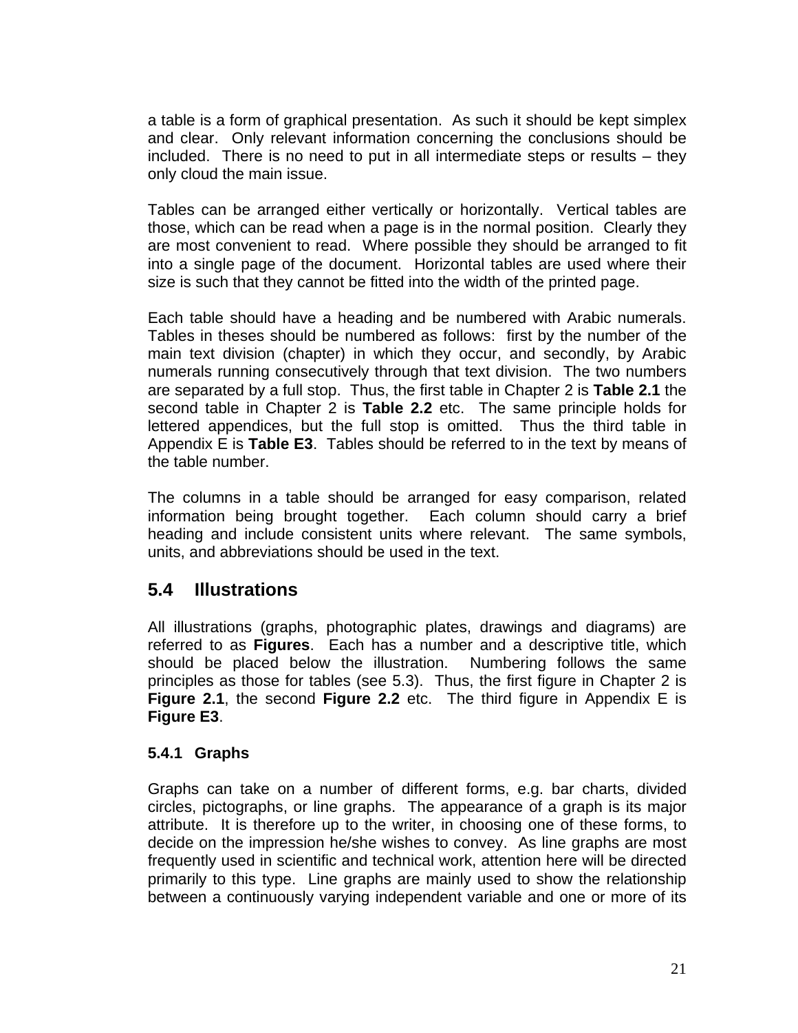a table is a form of graphical presentation. As such it should be kept simplex and clear. Only relevant information concerning the conclusions should be included. There is no need to put in all intermediate steps or results – they only cloud the main issue.

Tables can be arranged either vertically or horizontally. Vertical tables are those, which can be read when a page is in the normal position. Clearly they are most convenient to read. Where possible they should be arranged to fit into a single page of the document. Horizontal tables are used where their size is such that they cannot be fitted into the width of the printed page.

Each table should have a heading and be numbered with Arabic numerals. Tables in theses should be numbered as follows: first by the number of the main text division (chapter) in which they occur, and secondly, by Arabic numerals running consecutively through that text division. The two numbers are separated by a full stop. Thus, the first table in Chapter 2 is **Table 2.1** the second table in Chapter 2 is **Table 2.2** etc. The same principle holds for lettered appendices, but the full stop is omitted. Thus the third table in Appendix E is **Table E3**. Tables should be referred to in the text by means of the table number.

The columns in a table should be arranged for easy comparison, related information being brought together. Each column should carry a brief heading and include consistent units where relevant. The same symbols, units, and abbreviations should be used in the text.

## 5.4 Illustrations

All illustrations (graphs, photographic plates, drawings and diagrams) are referred to as **Figures**. Each has a number and a descriptive title, which should be placed below the illustration. Numbering follows the same principles as those for tables (see 5.3). Thus, the first figure in Chapter 2 is **Figure 2.1**, the second **Figure 2.2** etc. The third figure in Appendix E is **Figure E3**.

### 5.4.1 Graphs

Graphs can take on a number of different forms, e.g. bar charts, divided circles, pictographs, or line graphs. The appearance of a graph is its major attribute. It is therefore up to the writer, in choosing one of these forms, to decide on the impression he/she wishes to convey. As line graphs are most frequently used in scientific and technical work, attention here will be directed primarily to this type. Line graphs are mainly used to show the relationship between a continuously varying independent variable and one or more of its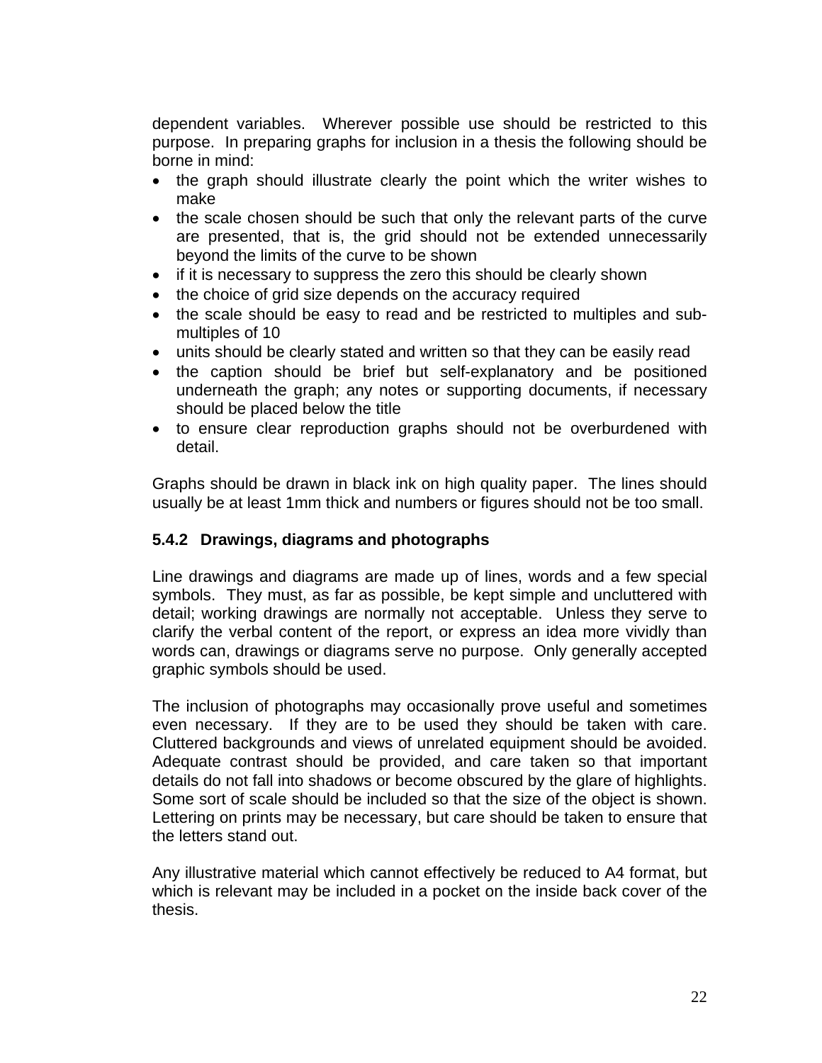dependent variables. Wherever possible use should be restricted to this purpose. In preparing graphs for inclusion in a thesis the following should be borne in mind:

- the graph should illustrate clearly the point which the writer wishes to make
- the scale chosen should be such that only the relevant parts of the curve are presented, that is, the grid should not be extended unnecessarily beyond the limits of the curve to be shown
- if it is necessary to suppress the zero this should be clearly shown
- the choice of grid size depends on the accuracy required
- the scale should be easy to read and be restricted to multiples and sub-multiples of 10
- units should be clearly stated and written so that they can be easily read
- the caption should be brief but self-explanatory and be positioned underneath the graph; any notes or supporting documents, if necessary should be placed below the title
- to ensure clear reproduction graphs should not be overburdened with detail.

Graphs should be drawn in black ink on high quality paper. The lines should usually be at least 1mm thick and numbers or figures should not be too small.

### 5.4.2 Drawings, diagrams and photographs

Line drawings and diagrams are made up of lines, words and a few special symbols. They must, as far as possible, be kept simple and uncluttered with detail; working drawings are normally not acceptable. Unless they serve to clarify the verbal content of the report, or express an idea more vividly than words can, drawings or diagrams serve no purpose. Only generally accepted graphic symbols should be used.

The inclusion of photographs may occasionally prove useful and sometimes even necessary. If they are to be used they should be taken with care. Cluttered backgrounds and views of unrelated equipment should be avoided. Adequate contrast should be provided, and care taken so that important details do not fall into shadows or become obscured by the glare of highlights. Some sort of scale should be included so that the size of the object is shown. Lettering on prints may be necessary, but care should be taken to ensure that the letters stand out.

Any illustrative material which cannot effectively be reduced to A4 format, but which is relevant may be included in a pocket on the inside back cover of the thesis.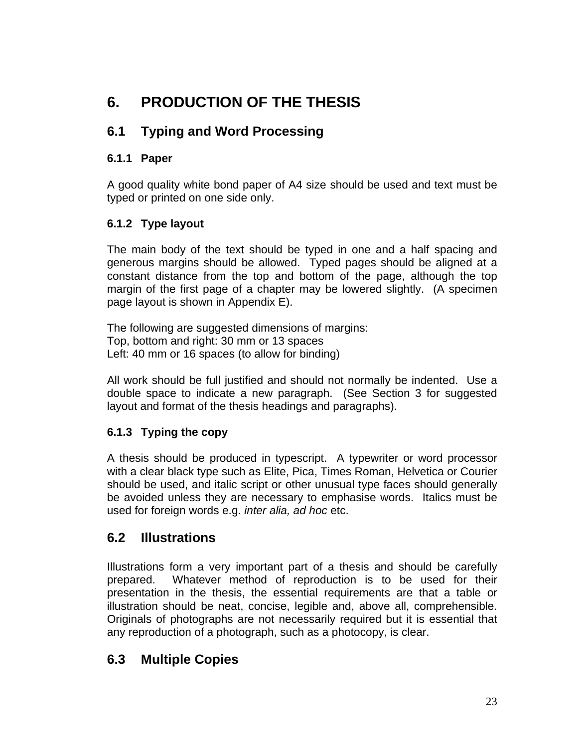# 6. PRODUCTION OF THE THESIS

## 6.1 Typing and Word Processing

### 6.1.1 Paper

A good quality white bond paper of A4 size should be used and text must be typed or printed on one side only.

### 6.1.2 Type layout

The main body of the text should be typed in one and a half spacing and generous margins should be allowed. Typed pages should be aligned at a constant distance from the top and bottom of the page, although the top margin of the first page of a chapter may be lowered slightly. (A specimen page layout is shown in Appendix E).

The following are suggested dimensions of margins:
Top, bottom and right: 30 mm or 13 spaces
Left: 40 mm or 16 spaces (to allow for binding)

All work should be full justified and should not normally be indented. Use a double space to indicate a new paragraph. (See Section 3 for suggested layout and format of the thesis headings and paragraphs).

### 6.1.3 Typing the copy

A thesis should be produced in typescript. A typewriter or word processor with a clear black type such as Elite, Pica, Times Roman, Helvetica or Courier should be used, and italic script or other unusual type faces should generally be avoided unless they are necessary to emphasise words. Italics must be used for foreign words e.g. *inter alia, ad hoc* etc.

## 6.2 Illustrations

Illustrations form a very important part of a thesis and should be carefully prepared. Whatever method of reproduction is to be used for their presentation in the thesis, the essential requirements are that a table or illustration should be neat, concise, legible and, above all, comprehensible. Originals of photographs are not necessarily required but it is essential that any reproduction of a photograph, such as a photocopy, is clear.

## 6.3 Multiple Copies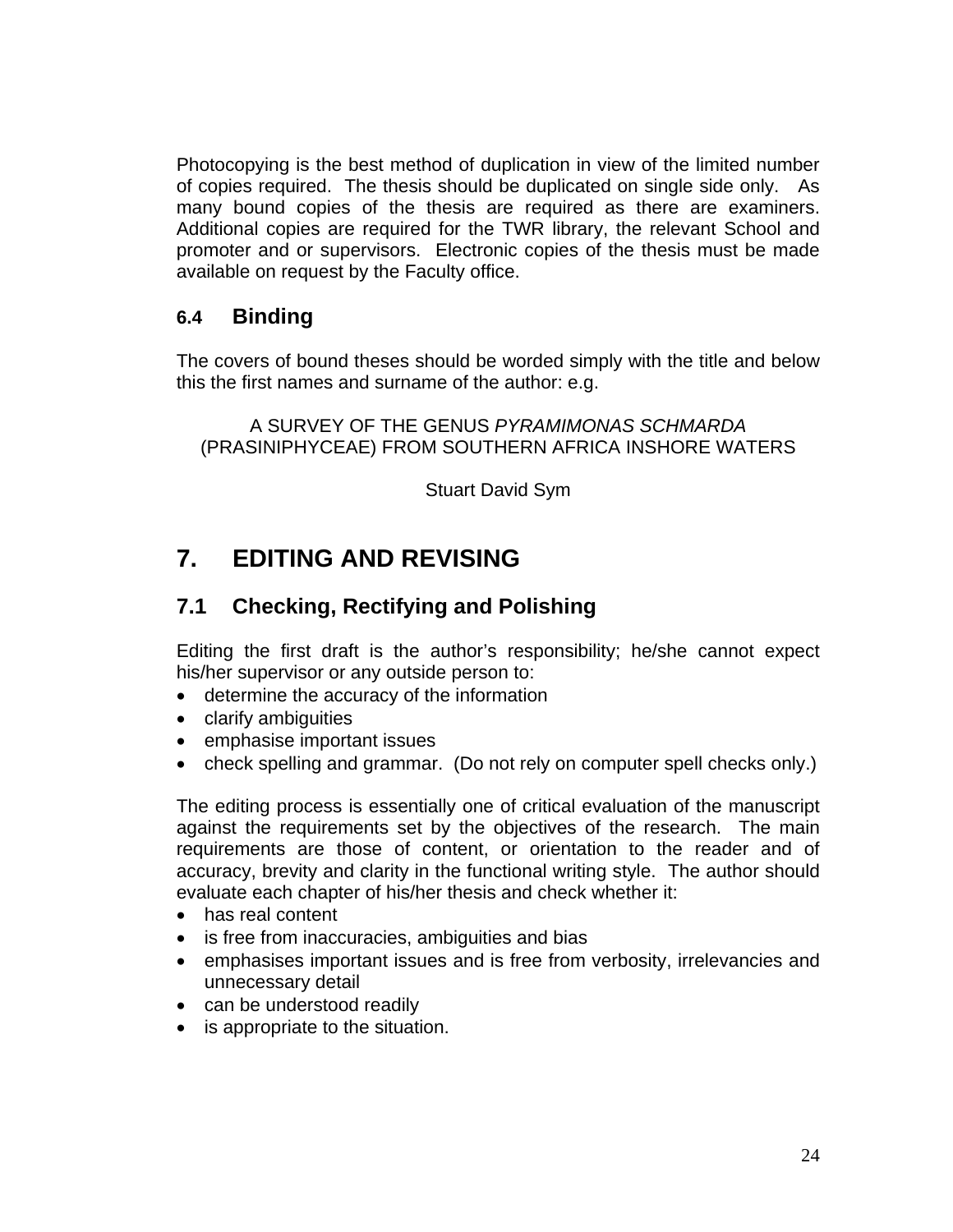Photocopying is the best method of duplication in view of the limited number of copies required. The thesis should be duplicated on single side only. As many bound copies of the thesis are required as there are examiners. Additional copies are required for the TWR library, the relevant School and promoter and or supervisors. Electronic copies of the thesis must be made available on request by the Faculty office.

### 6.4 Binding

The covers of bound theses should be worded simply with the title and below this the first names and surname of the author: e.g.

A SURVEY OF THE GENUS *PYRAMIMONAS SCHMARDA* (PRASINIPHYCEAE) FROM SOUTHERN AFRICA INSHORE WATERS

Stuart David Sym

# 7. EDITING AND REVISING

## 7.1 Checking, Rectifying and Polishing

Editing the first draft is the author's responsibility; he/she cannot expect his/her supervisor or any outside person to:

- determine the accuracy of the information
- clarify ambiguities
- emphasise important issues
- check spelling and grammar. (Do not rely on computer spell checks only.)

The editing process is essentially one of critical evaluation of the manuscript against the requirements set by the objectives of the research. The main requirements are those of content, or orientation to the reader and of accuracy, brevity and clarity in the functional writing style. The author should evaluate each chapter of his/her thesis and check whether it:

- has real content
- is free from inaccuracies, ambiguities and bias
- emphasises important issues and is free from verbosity, irrelevancies and unnecessary detail
- can be understood readily
- is appropriate to the situation.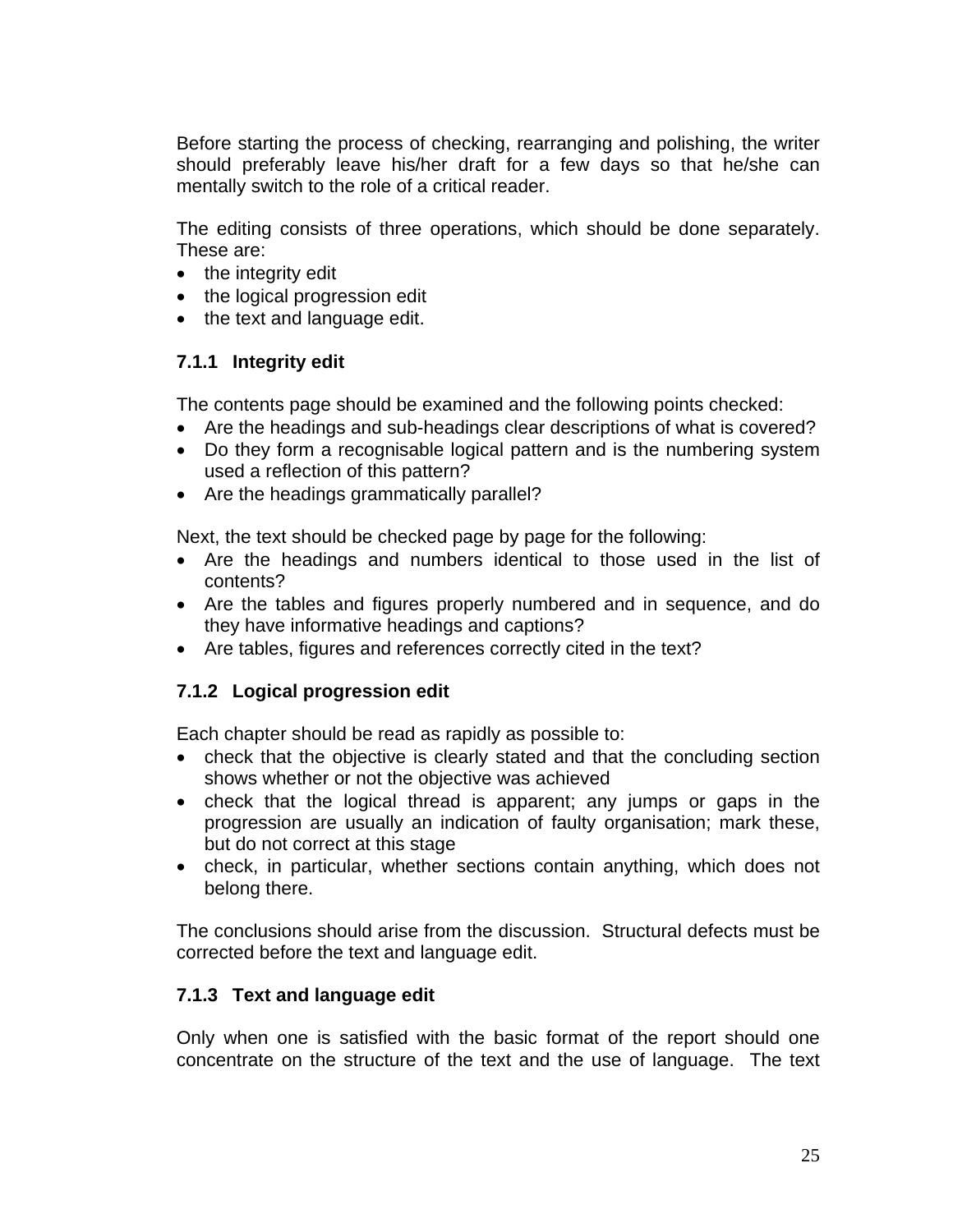Before starting the process of checking, rearranging and polishing, the writer should preferably leave his/her draft for a few days so that he/she can mentally switch to the role of a critical reader.

The editing consists of three operations, which should be done separately. These are:

- the integrity edit
- the logical progression edit
- the text and language edit.

### 7.1.1 Integrity edit

The contents page should be examined and the following points checked:

- Are the headings and sub-headings clear descriptions of what is covered?
- Do they form a recognisable logical pattern and is the numbering system used a reflection of this pattern?
- Are the headings grammatically parallel?

Next, the text should be checked page by page for the following:

- Are the headings and numbers identical to those used in the list of contents?
- Are the tables and figures properly numbered and in sequence, and do they have informative headings and captions?
- Are tables, figures and references correctly cited in the text?

### 7.1.2 Logical progression edit

Each chapter should be read as rapidly as possible to:

- check that the objective is clearly stated and that the concluding section shows whether or not the objective was achieved
- check that the logical thread is apparent; any jumps or gaps in the progression are usually an indication of faulty organisation; mark these, but do not correct at this stage
- check, in particular, whether sections contain anything, which does not belong there.

The conclusions should arise from the discussion. Structural defects must be corrected before the text and language edit.

### 7.1.3 Text and language edit

Only when one is satisfied with the basic format of the report should one concentrate on the structure of the text and the use of language. The text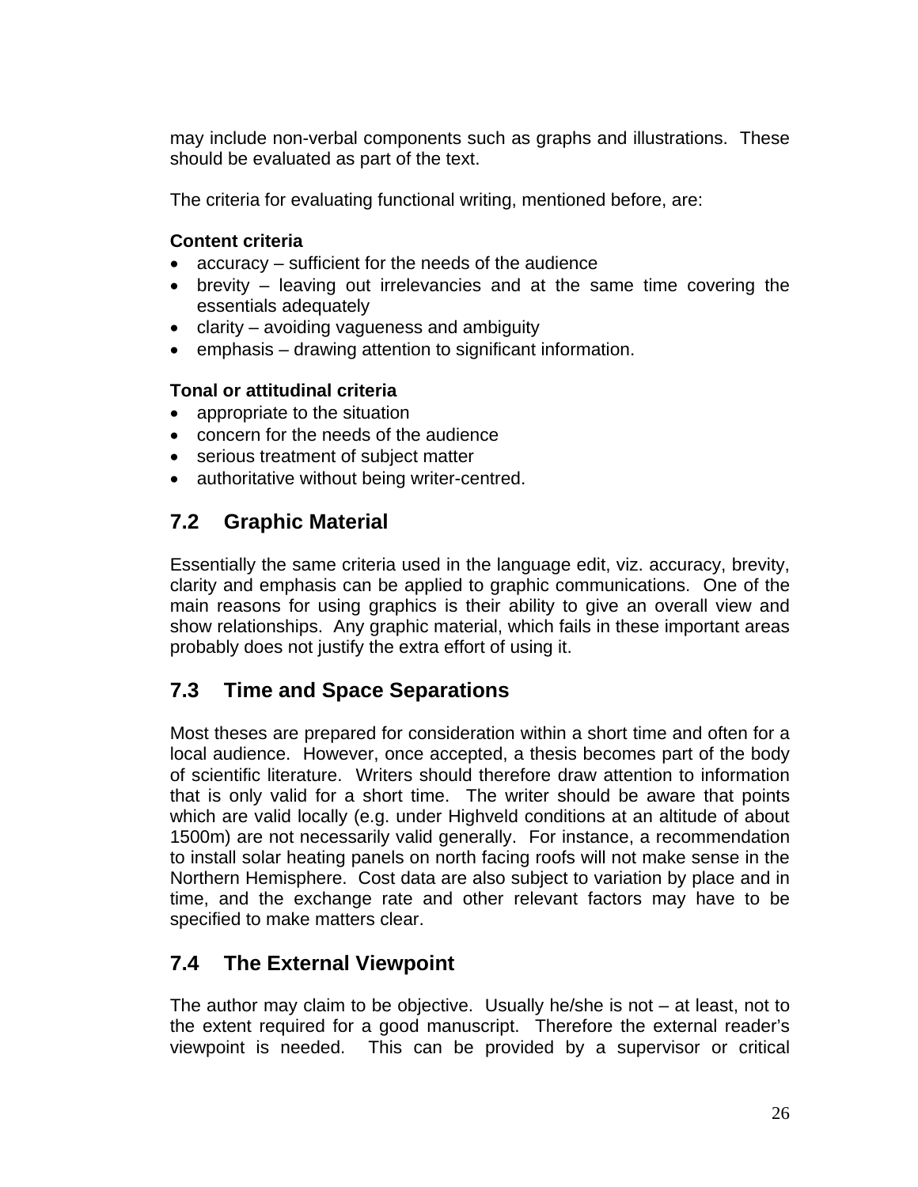may include non-verbal components such as graphs and illustrations.  These should be evaluated as part of the text.

The criteria for evaluating functional writing, mentioned before, are:

**Content criteria**

- accuracy – sufficient for the needs of the audience
- brevity – leaving out irrelevancies and at the same time covering the essentials adequately
- clarity – avoiding vagueness and ambiguity
- emphasis – drawing attention to significant information.

**Tonal or attitudinal criteria**

- appropriate to the situation
- concern for the needs of the audience
- serious treatment of subject matter
- authoritative without being writer-centred.

## 7.2 Graphic Material

Essentially the same criteria used in the language edit, viz. accuracy, brevity, clarity and emphasis can be applied to graphic communications.  One of the main reasons for using graphics is their ability to give an overall view and show relationships.  Any graphic material, which fails in these important areas probably does not justify the extra effort of using it.

## 7.3 Time and Space Separations

Most theses are prepared for consideration within a short time and often for a local audience.  However, once accepted, a thesis becomes part of the body of scientific literature.  Writers should therefore draw attention to information that is only valid for a short time.  The writer should be aware that points which are valid locally (e.g. under Highveld conditions at an altitude of about 1500m) are not necessarily valid generally.  For instance, a recommendation to install solar heating panels on north facing roofs will not make sense in the Northern Hemisphere.  Cost data are also subject to variation by place and in time, and the exchange rate and other relevant factors may have to be specified to make matters clear.

## 7.4 The External Viewpoint

The author may claim to be objective.  Usually he/she is not – at least, not to the extent required for a good manuscript.  Therefore the external reader's viewpoint is needed.  This can be provided by a supervisor or critical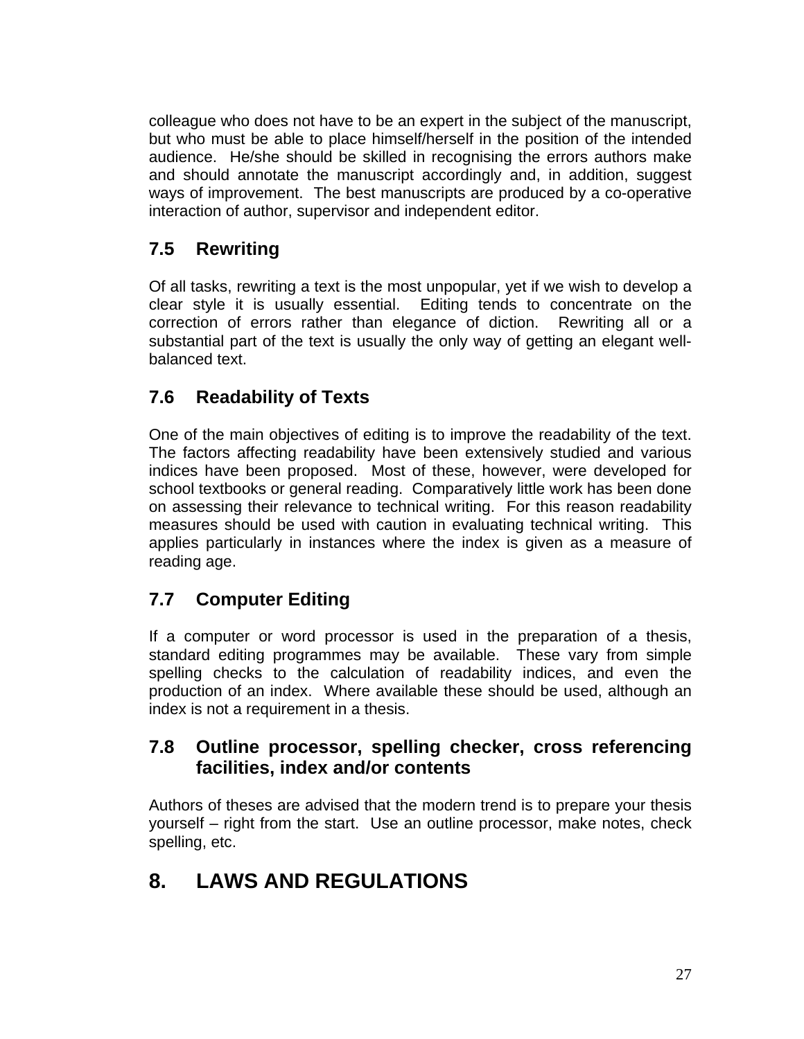colleague who does not have to be an expert in the subject of the manuscript, but who must be able to place himself/herself in the position of the intended audience. He/she should be skilled in recognising the errors authors make and should annotate the manuscript accordingly and, in addition, suggest ways of improvement. The best manuscripts are produced by a co-operative interaction of author, supervisor and independent editor.

### 7.5 Rewriting

Of all tasks, rewriting a text is the most unpopular, yet if we wish to develop a clear style it is usually essential. Editing tends to concentrate on the correction of errors rather than elegance of diction. Rewriting all or a substantial part of the text is usually the only way of getting an elegant well-balanced text.

### 7.6 Readability of Texts

One of the main objectives of editing is to improve the readability of the text. The factors affecting readability have been extensively studied and various indices have been proposed. Most of these, however, were developed for school textbooks or general reading. Comparatively little work has been done on assessing their relevance to technical writing. For this reason readability measures should be used with caution in evaluating technical writing. This applies particularly in instances where the index is given as a measure of reading age.

### 7.7 Computer Editing

If a computer or word processor is used in the preparation of a thesis, standard editing programmes may be available. These vary from simple spelling checks to the calculation of readability indices, and even the production of an index. Where available these should be used, although an index is not a requirement in a thesis.

### 7.8 Outline processor, spelling checker, cross referencing facilities, index and/or contents

Authors of theses are advised that the modern trend is to prepare your thesis yourself – right from the start. Use an outline processor, make notes, check spelling, etc.

## 8. LAWS AND REGULATIONS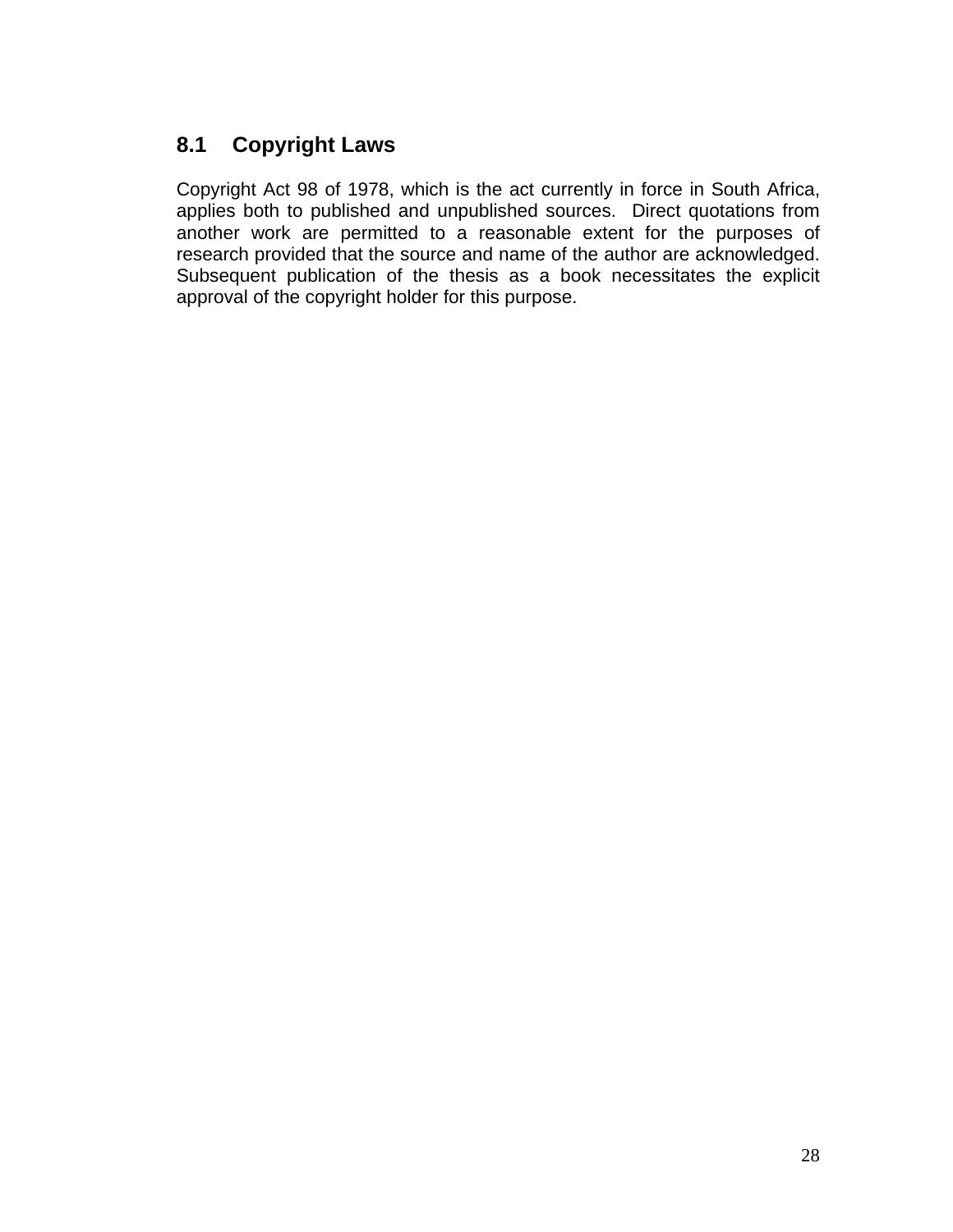## 8.1 Copyright Laws

Copyright Act 98 of 1978, which is the act currently in force in South Africa, applies both to published and unpublished sources. Direct quotations from another work are permitted to a reasonable extent for the purposes of research provided that the source and name of the author are acknowledged. Subsequent publication of the thesis as a book necessitates the explicit approval of the copyright holder for this purpose.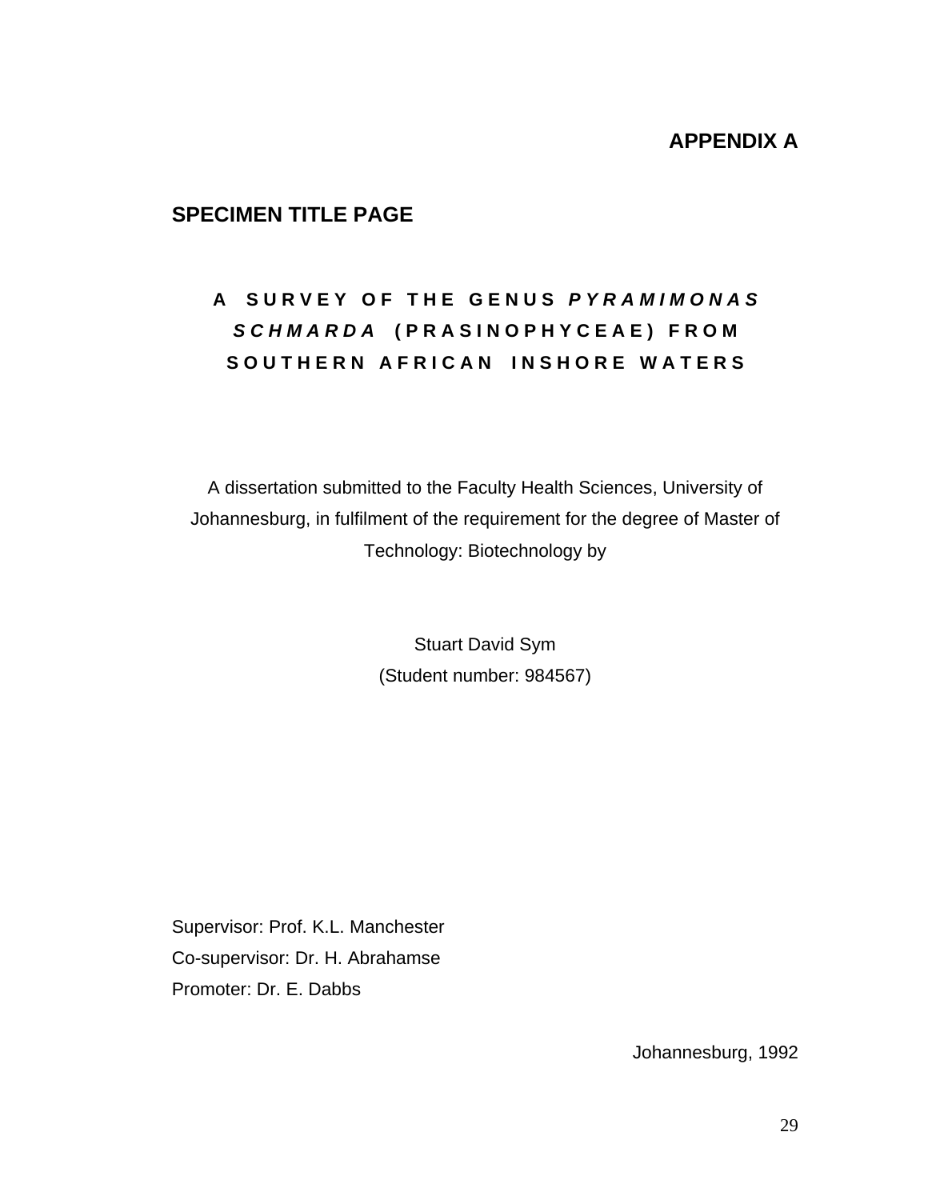# APPENDIX A

## SPECIMEN TITLE PAGE

**A SURVEY OF THE GENUS *PYRAMIMONAS SCHMARDA* (PRASINOPHYCEAE) FROM SOUTHERN AFRICAN INSHORE WATERS**

A dissertation submitted to the Faculty Health Sciences, University of Johannesburg, in fulfilment of the requirement for the degree of Master of Technology: Biotechnology by

Stuart David Sym
(Student number: 984567)

Supervisor: Prof. K.L. Manchester
Co-supervisor: Dr. H. Abrahamse
Promoter: Dr. E. Dabbs

Johannesburg, 1992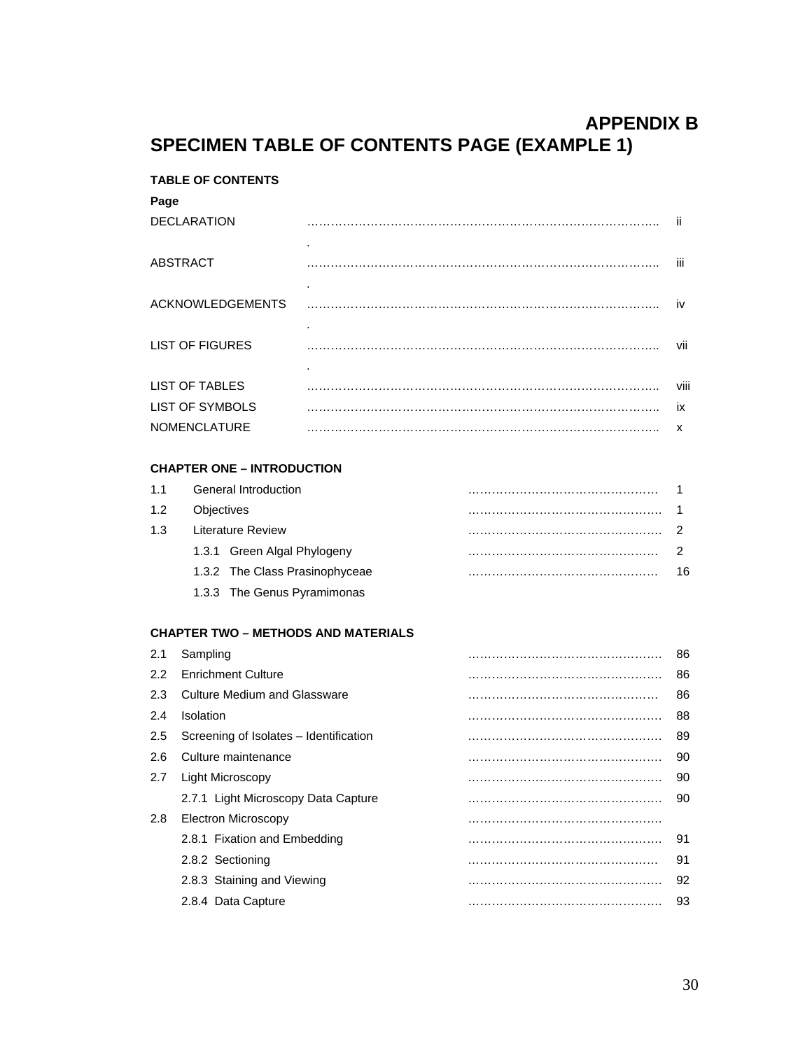# APPENDIX B

# SPECIMEN TABLE OF CONTENTS PAGE (EXAMPLE 1)

**TABLE OF CONTENTS**

**Page**

DECLARATION …………………………………………………………………………….. ii

ABSTRACT …………………………………………………………………………….. iii

ACKNOWLEDGEMENTS …………………………………………………………………………….. iv

LIST OF FIGURES …………………………………………………………………………….. vii

LIST OF TABLES …………………………………………………………………………….. viii

LIST OF SYMBOLS …………………………………………………………………………….. ix

NOMENCLATURE …………………………………………………………………………….. x

**CHAPTER ONE – INTRODUCTION**

1.1 General Introduction ………………………………………… 1

1.2 Objectives ………………………………………… 1

1.3 Literature Review ………………………………………… 2

    1.3.1 Green Algal Phylogeny ………………………………………… 2

    1.3.2 The Class Prasinophyceae ………………………………………… 16

    1.3.3 The Genus Pyramimonas

**CHAPTER TWO – METHODS AND MATERIALS**

2.1 Sampling ………………………………………… 86

2.2 Enrichment Culture ………………………………………… 86

2.3 Culture Medium and Glassware ………………………………………… 86

2.4 Isolation ………………………………………… 88

2.5 Screening of Isolates – Identification ………………………………………… 89

2.6 Culture maintenance ………………………………………… 90

2.7 Light Microscopy ………………………………………… 90

    2.7.1 Light Microscopy Data Capture ………………………………………… 90

2.8 Electron Microscopy …………………………………………

    2.8.1 Fixation and Embedding ………………………………………… 91

    2.8.2 Sectioning ………………………………………… 91

    2.8.3 Staining and Viewing ………………………………………… 92

    2.8.4 Data Capture ………………………………………… 93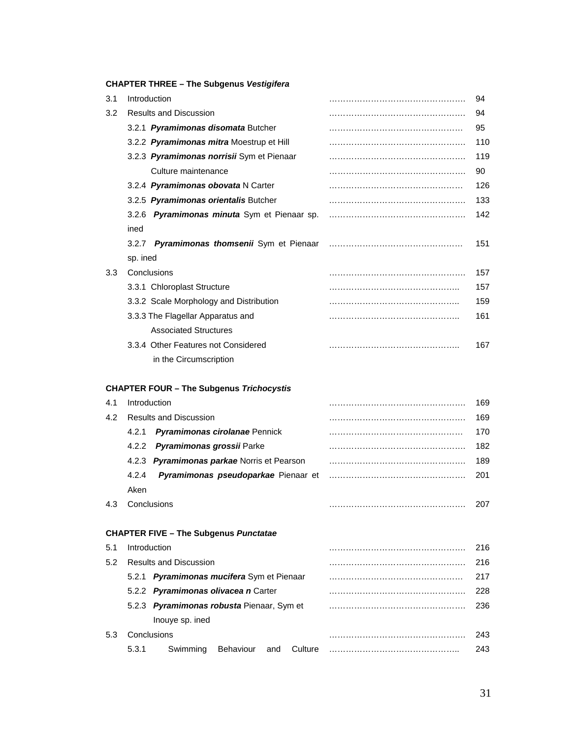**CHAPTER THREE – The Subgenus *Vestigifera***

| | | | |
|---|---|---|---|
| 3.1 | Introduction | …………………………………………. | 94 |
| 3.2 | Results and Discussion | …………………………………………. | 94 |
| | 3.2.1 ***Pyramimonas disomata*** Butcher | ………………………………………… | 95 |
| | 3.2.2 ***Pyramimonas mitra*** Moestrup et Hill | …………………………………………. | 110 |
| | 3.2.3 ***Pyramimonas norrisii*** Sym et Pienaar | …………………………………………. | 119 |
| | Culture maintenance | …………………………………………. | 90 |
| | 3.2.4 ***Pyramimonas obovata*** N Carter | ………………………………………… | 126 |
| | 3.2.5 ***Pyramimonas orientalis*** Butcher | …………………………………………. | 133 |
| | 3.2.6 ***Pyramimonas minuta*** Sym et Pienaar sp. ined | …………………………………………. | 142 |
| | 3.2.7 ***Pyramimonas thomsenii*** Sym et Pienaar sp. ined | ………………………………………… | 151 |
| 3.3 | Conclusions | …………………………………………. | 157 |
| | 3.3.1 Chloroplast Structure | ……………………………………….. | 157 |
| | 3.3.2 Scale Morphology and Distribution | ……………………………………….. | 159 |
| | 3.3.3 The Flagellar Apparatus and Associated Structures | ……………………………………….. | 161 |
| | 3.3.4 Other Features not Considered in the Circumscription | ……………………………………….. | 167 |

**CHAPTER FOUR – The Subgenus *Trichocystis***

| | | | |
|---|---|---|---|
| 4.1 | Introduction | …………………………………………. | 169 |
| 4.2 | Results and Discussion | …………………………………………. | 169 |
| | 4.2.1 ***Pyramimonas cirolanae*** Pennick | ………………………………………… | 170 |
| | 4.2.2 ***Pyramimonas grossii*** Parke | …………………………………………. | 182 |
| | 4.2.3 ***Pyramimonas parkae*** Norris et Pearson | …………………………………………. | 189 |
| | 4.2.4 ***Pyramimonas pseudoparkae*** Pienaar et Aken | …………………………………………. | 201 |
| 4.3 | Conclusions | …………………………………………. | 207 |

**CHAPTER FIVE – The Subgenus *Punctatae***

| | | | |
|---|---|---|---|
| 5.1 | Introduction | …………………………………………. | 216 |
| 5.2 | Results and Discussion | …………………………………………. | 216 |
| | 5.2.1 ***Pyramimonas mucifera*** Sym et Pienaar | ………………………………………… | 217 |
| | 5.2.2 ***Pyramimonas olivacea n*** Carter | …………………………………………. | 228 |
| | 5.2.3 ***Pyramimonas robusta*** Pienaar, Sym et Inouye sp. ined | …………………………………………. | 236 |
| 5.3 | Conclusions | …………………………………………. | 243 |
| | 5.3.1 Swimming Behaviour and Culture | ……………………………………….. | 243 |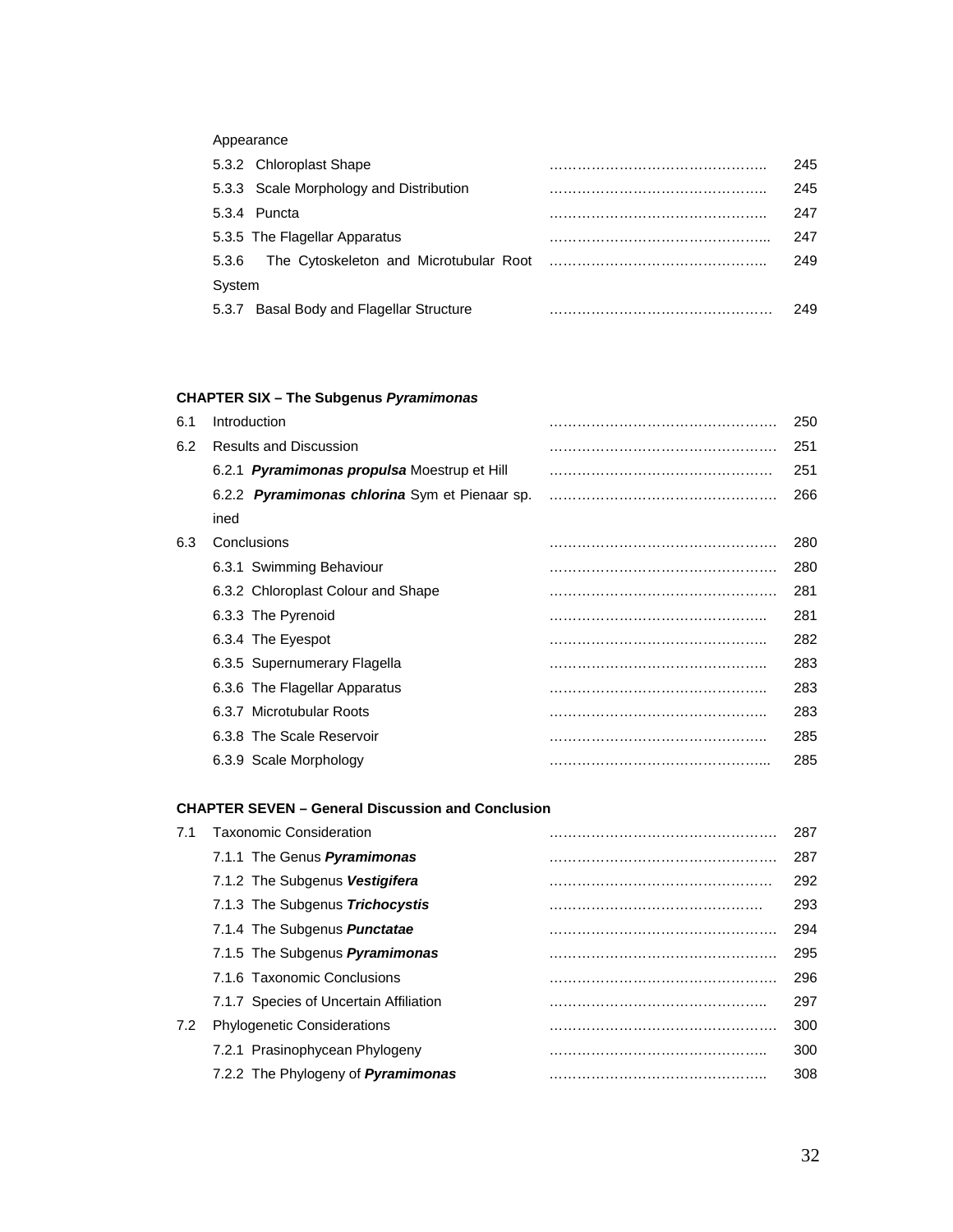| | | |
|---|---|---|
| | Appearance | |
| | 5.3.2 Chloroplast Shape | 245 |
| | 5.3.3 Scale Morphology and Distribution | 245 |
| | 5.3.4 Puncta | 247 |
| | 5.3.5 The Flagellar Apparatus | 247 |
| | 5.3.6 The Cytoskeleton and Microtubular Root System | 249 |
| | 5.3.7 Basal Body and Flagellar Structure | 249 |

**CHAPTER SIX – The Subgenus *Pyramimonas***

| | | |
|---|---|---|
| 6.1 | Introduction | 250 |
| 6.2 | Results and Discussion | 251 |
| | 6.2.1 ***Pyramimonas propulsa*** Moestrup et Hill | 251 |
| | 6.2.2 ***Pyramimonas chlorina*** Sym et Pienaar sp. ined | 266 |
| 6.3 | Conclusions | 280 |
| | 6.3.1 Swimming Behaviour | 280 |
| | 6.3.2 Chloroplast Colour and Shape | 281 |
| | 6.3.3 The Pyrenoid | 281 |
| | 6.3.4 The Eyespot | 282 |
| | 6.3.5 Supernumerary Flagella | 283 |
| | 6.3.6 The Flagellar Apparatus | 283 |
| | 6.3.7 Microtubular Roots | 283 |
| | 6.3.8 The Scale Reservoir | 285 |
| | 6.3.9 Scale Morphology | 285 |

**CHAPTER SEVEN – General Discussion and Conclusion**

| | | |
|---|---|---|
| 7.1 | Taxonomic Consideration | 287 |
| | 7.1.1 The Genus ***Pyramimonas*** | 287 |
| | 7.1.2 The Subgenus ***Vestigifera*** | 292 |
| | 7.1.3 The Subgenus ***Trichocystis*** | 293 |
| | 7.1.4 The Subgenus ***Punctatae*** | 294 |
| | 7.1.5 The Subgenus ***Pyramimonas*** | 295 |
| | 7.1.6 Taxonomic Conclusions | 296 |
| | 7.1.7 Species of Uncertain Affiliation | 297 |
| 7.2 | Phylogenetic Considerations | 300 |
| | 7.2.1 Prasinophycean Phylogeny | 300 |
| | 7.2.2 The Phylogeny of ***Pyramimonas*** | 308 |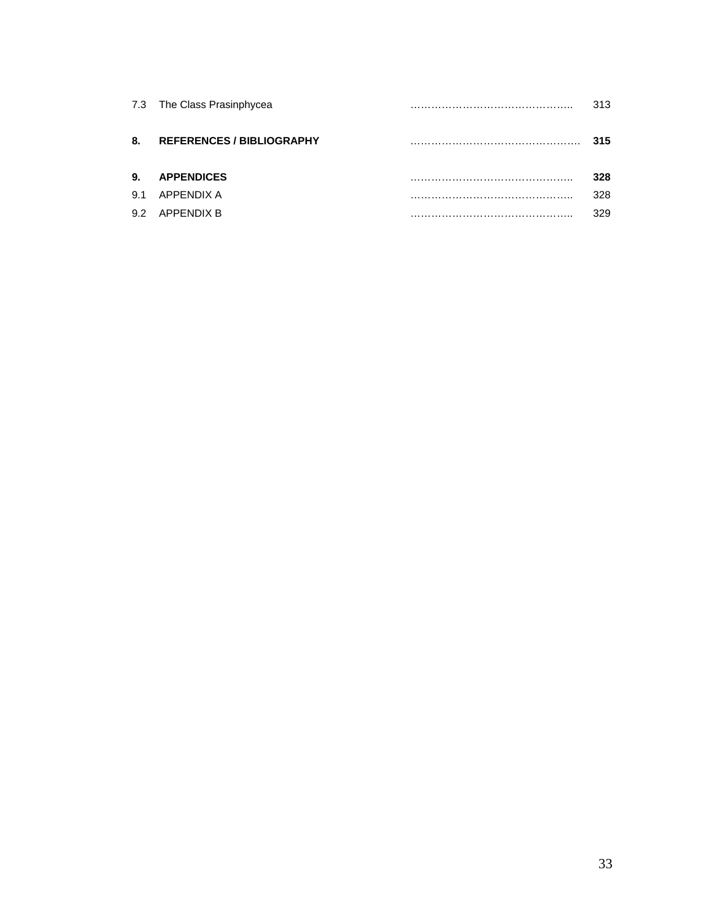| | | | |
|---|---|---|---|
| 7.3 | The Class Prasinphycea | ……………………………………….. | 313 |
| **8.** | **REFERENCES / BIBLIOGRAPHY** | ………………………………………… | **315** |
| **9.** | **APPENDICES** | ……………………………………….. | **328** |
| 9.1 | APPENDIX A | ……………………………………….. | 328 |
| 9.2 | APPENDIX B | ……………………………………….. | 329 |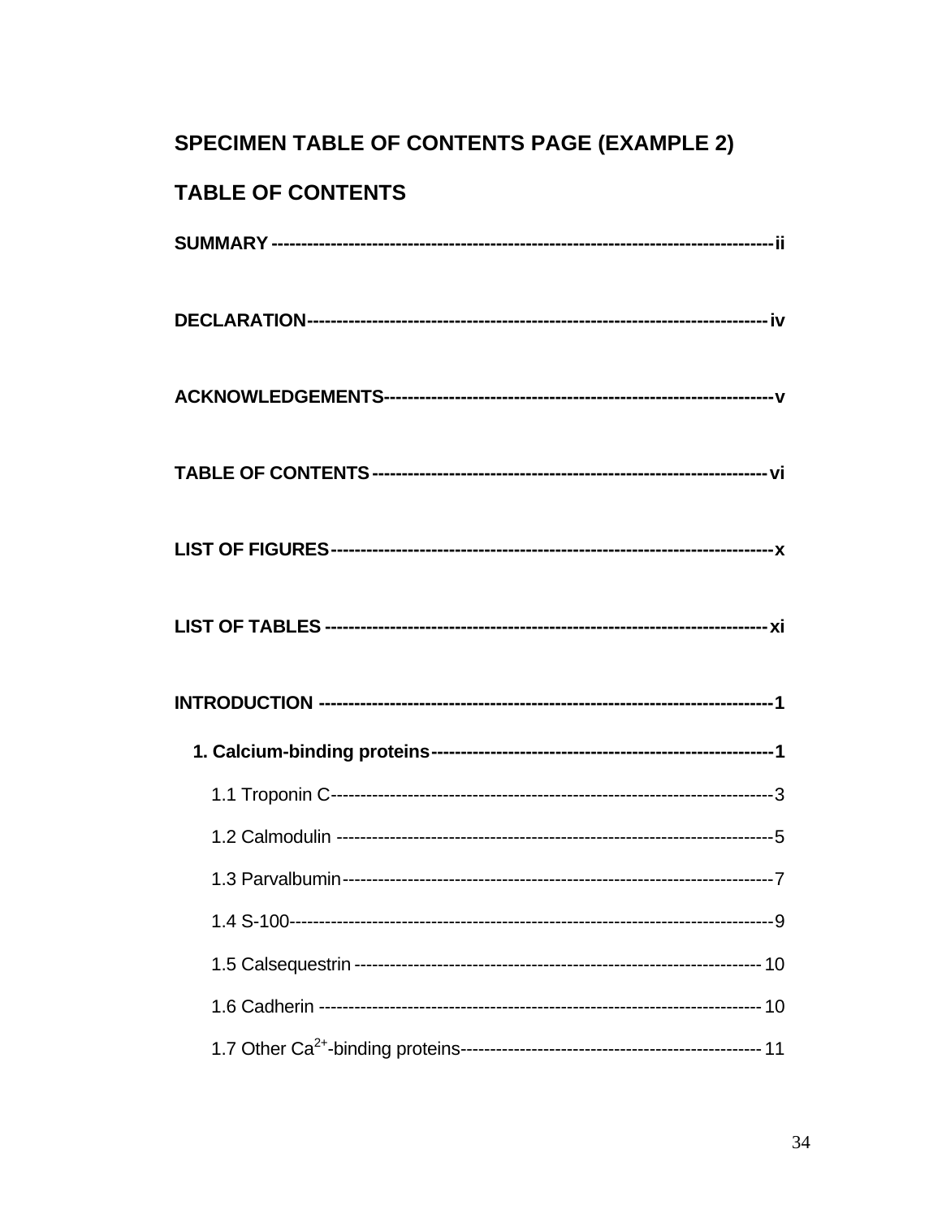## SPECIMEN TABLE OF CONTENTS PAGE (EXAMPLE 2)

## TABLE OF CONTENTS

**SUMMARY ------------------------------------------------------------------------------------ ii**

**DECLARATION---------------------------------------------------------------------------- iv**

**ACKNOWLEDGEMENTS---------------------------------------------------------------- v**

**TABLE OF CONTENTS ------------------------------------------------------------------ vi**

**LIST OF FIGURES--------------------------------------------------------------------------- x**

**LIST OF TABLES ---------------------------------------------------------------------------- xi**

**INTRODUCTION ----------------------------------------------------------------------------- 1**

**1. Calcium-binding proteins---------------------------------------------------------- 1**

1.1 Troponin C---------------------------------------------------------------------------- 3

1.2 Calmodulin -------------------------------------------------------------------------- 5

1.3 Parvalbumin-------------------------------------------------------------------------- 7

1.4 S-100---------------------------------------------------------------------------------- 9

1.5 Calsequestrin ----------------------------------------------------------------------- 10

1.6 Cadherin ------------------------------------------------------------------------------ 10

1.7 Other $Ca^{2+}$-binding proteins------------------------------------------------- 11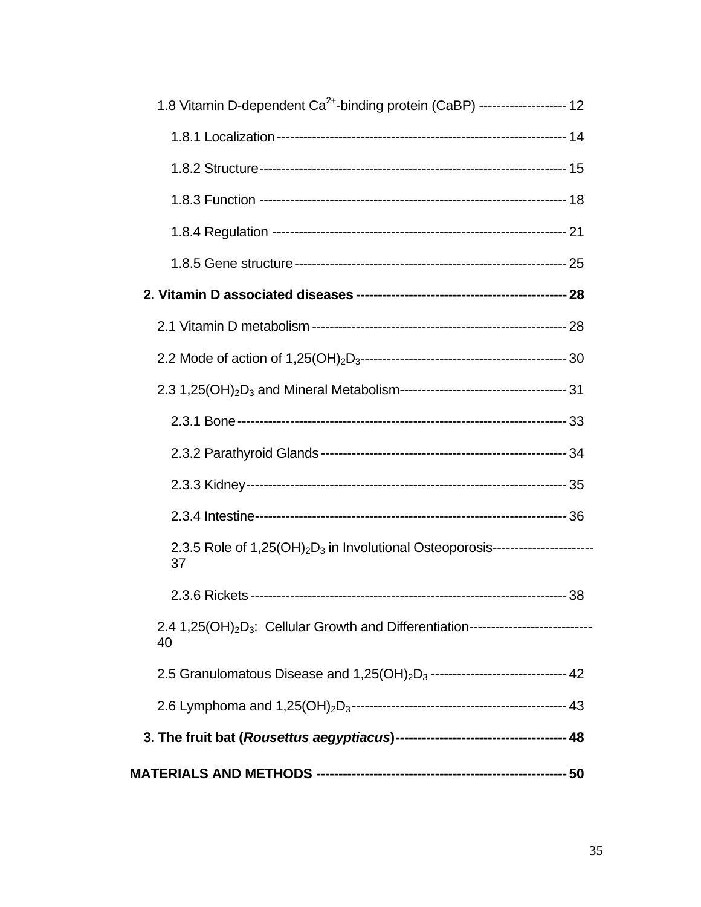1.8 Vitamin D-dependent $Ca^{2+}$-binding protein (CaBP) -------------------- 12

1.8.1 Localization ------------------------------------------------------------------ 14

1.8.2 Structure --------------------------------------------------------------------- 15

1.8.3 Function ---------------------------------------------------------------------- 18

1.8.4 Regulation ------------------------------------------------------------------- 21

1.8.5 Gene structure --------------------------------------------------------------- 25

**2. Vitamin D associated diseases ----------------------------------------------- 28**

2.1 Vitamin D metabolism --------------------------------------------------------- 28

2.2 Mode of action of $1,25(OH)_2D_3$ ---------------------------------------------- 30

2.3 $1,25(OH)_2D_3$ and Mineral Metabolism -------------------------------------- 31

2.3.1 Bone --------------------------------------------------------------------------- 33

2.3.2 Parathyroid Glands -------------------------------------------------------- 34

2.3.3 Kidney ------------------------------------------------------------------------ 35

2.3.4 Intestine ---------------------------------------------------------------------- 36

2.3.5 Role of $1,25(OH)_2D_3$ in Involutional Osteoporosis---------------------- 37

2.3.6 Rickets ------------------------------------------------------------------------ 38

2.4 $1,25(OH)_2D_3$: Cellular Growth and Differentiation---------------------------- 40

2.5 Granulomatous Disease and $1,25(OH)_2D_3$ ------------------------------- 42

2.6 Lymphoma and $1,25(OH)_2D_3$ -------------------------------------------------- 43

**3. The fruit bat (*Rousettus aegyptiacus*) --------------------------------------- 48**

**MATERIALS AND METHODS -------------------------------------------------------- 50**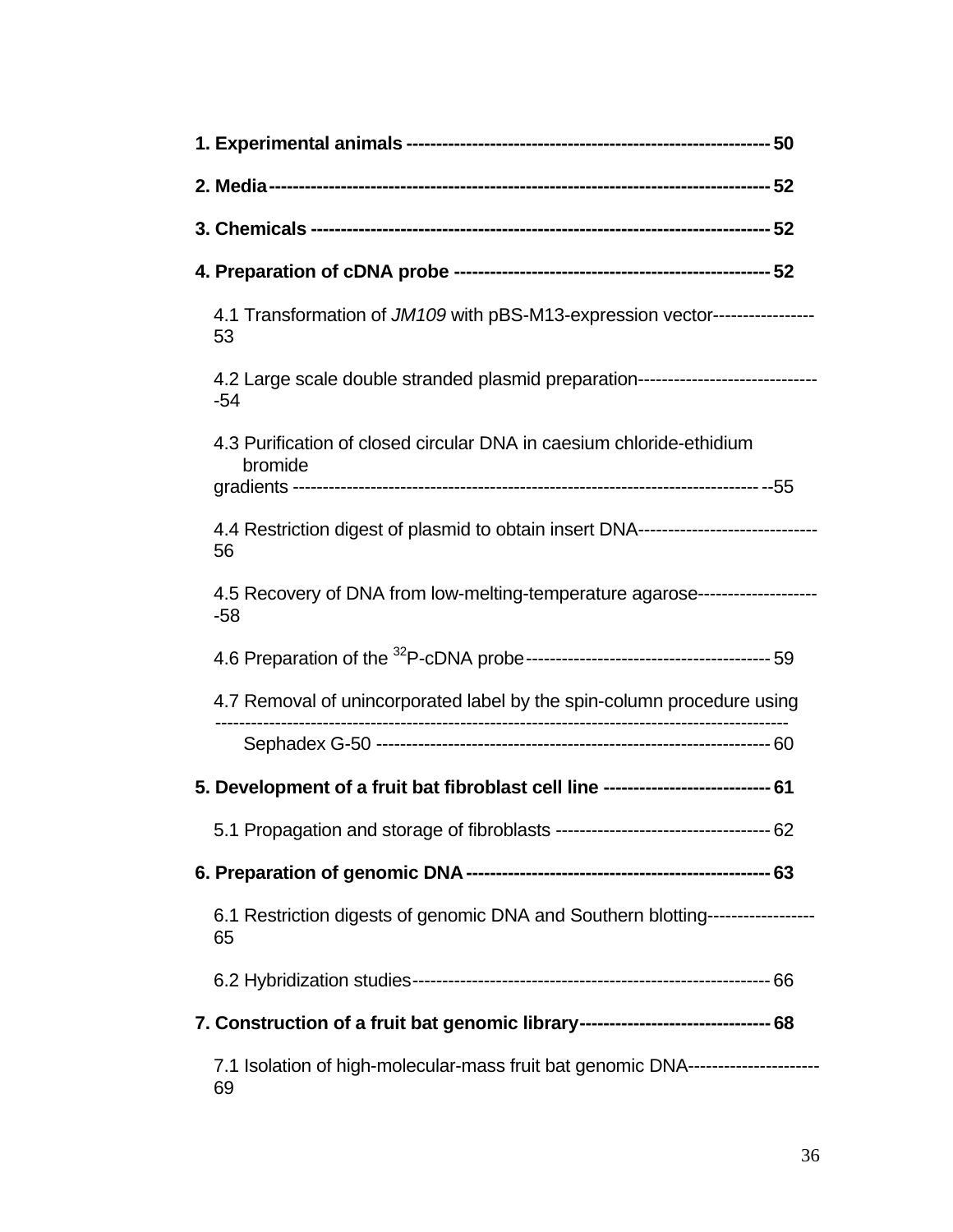**1. Experimental animals** ---------------------------------------------------------- **50**

**2. Media** ------------------------------------------------------------------------------ **52**

**3. Chemicals** -------------------------------------------------------------------------- **52**

**4. Preparation of cDNA probe** --------------------------------------------------- **52**

4.1 Transformation of *JM109* with pBS-M13-expression vector---------------- 53

4.2 Large scale double stranded plasmid preparation------------------------------- 54

4.3 Purification of closed circular DNA in caesium chloride-ethidium bromide gradients --------------------------------------------------------------------------- 55

4.4 Restriction digest of plasmid to obtain insert DNA------------------------------ 56

4.5 Recovery of DNA from low-melting-temperature agarose--------------------- 58

4.6 Preparation of the $^{32}$P-cDNA probe ----------------------------------------- 59

4.7 Removal of unincorporated label by the spin-column procedure using Sephadex G-50 -------------------------------------------------------------- 60

**5. Development of a fruit bat fibroblast cell line** --------------------------- **61**

5.1 Propagation and storage of fibroblasts ------------------------------------ 62

**6. Preparation of genomic DNA** ------------------------------------------------ **63**

6.1 Restriction digests of genomic DNA and Southern blotting----------------- 65

6.2 Hybridization studies ------------------------------------------------------------ 66

**7. Construction of a fruit bat genomic library** ------------------------------ **68**

7.1 Isolation of high-molecular-mass fruit bat genomic DNA---------------------- 69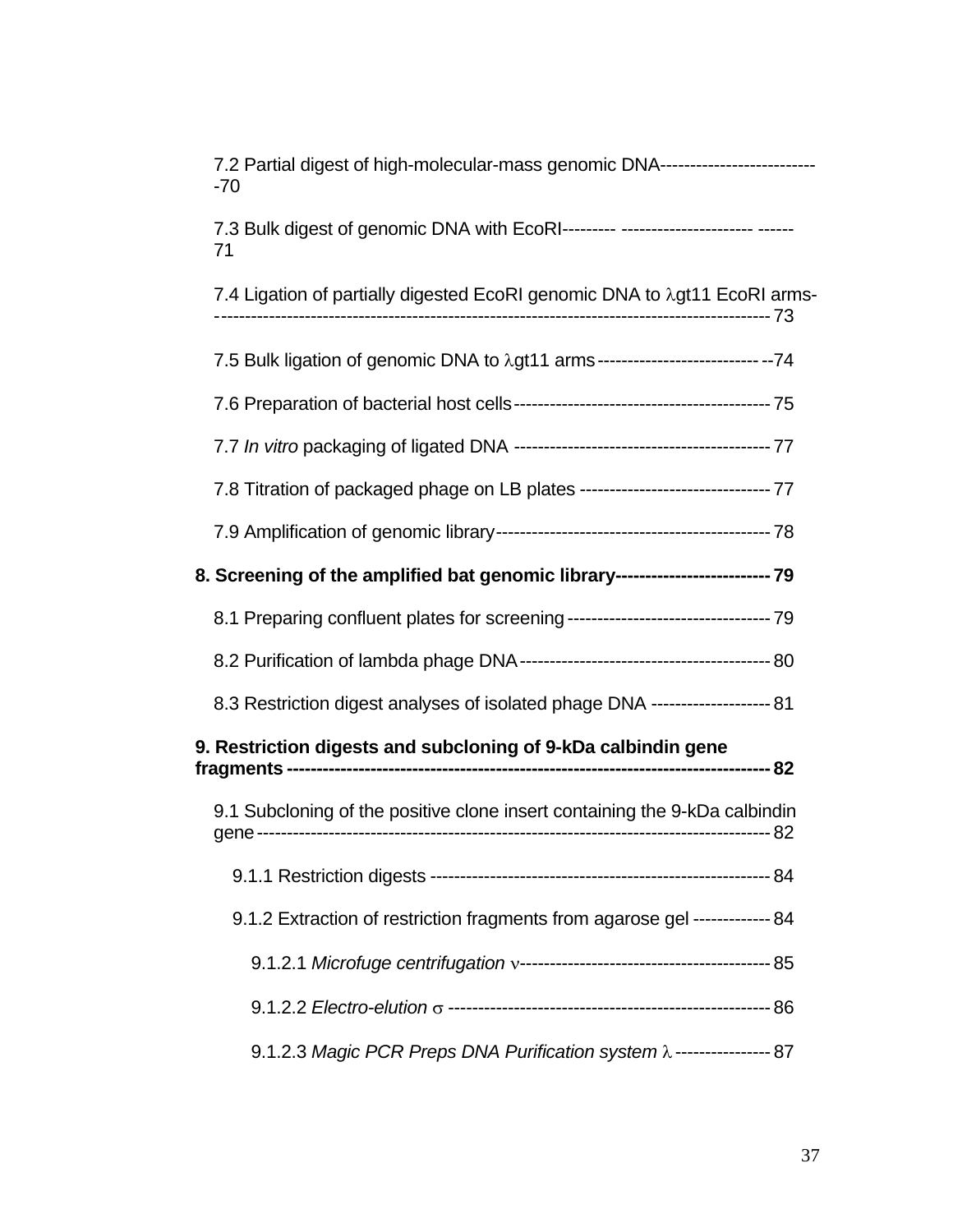7.2 Partial digest of high-molecular-mass genomic DNA--------------------------70

7.3 Bulk digest of genomic DNA with EcoRI--------- --------------------- ------71

7.4 Ligation of partially digested EcoRI genomic DNA to λgt11 EcoRI arms-----------------------------------------------------------------------------------------------73

7.5 Bulk ligation of genomic DNA to λgt11 arms----------------------------74

7.6 Preparation of bacterial host cells-----------------------------------------75

7.7 *In vitro* packaging of ligated DNA ------------------------------------------77

7.8 Titration of packaged phage on LB plates -------------------------------77

7.9 Amplification of genomic library-----------------------------------------------78

**8. Screening of the amplified bat genomic library-------------------------79**

8.1 Preparing confluent plates for screening----------------------------------79

8.2 Purification of lambda phage DNA------------------------------------------80

8.3 Restriction digest analyses of isolated phage DNA --------------------81

**9. Restriction digests and subcloning of 9-kDa calbindin gene fragments-------------------------------------------------------------------------------82**

9.1 Subcloning of the positive clone insert containing the 9-kDa calbindin gene-----------------------------------------------------------------------------------82

9.1.1 Restriction digests ---------------------------------------------------------84

9.1.2 Extraction of restriction fragments from agarose gel -------------84

9.1.2.1 *Microfuge centrifugation* ν-----------------------------------------85

9.1.2.2 *Electro-elution* σ ------------------------------------------------------86

9.1.2.3 *Magic PCR Preps DNA Purification system* λ----------------87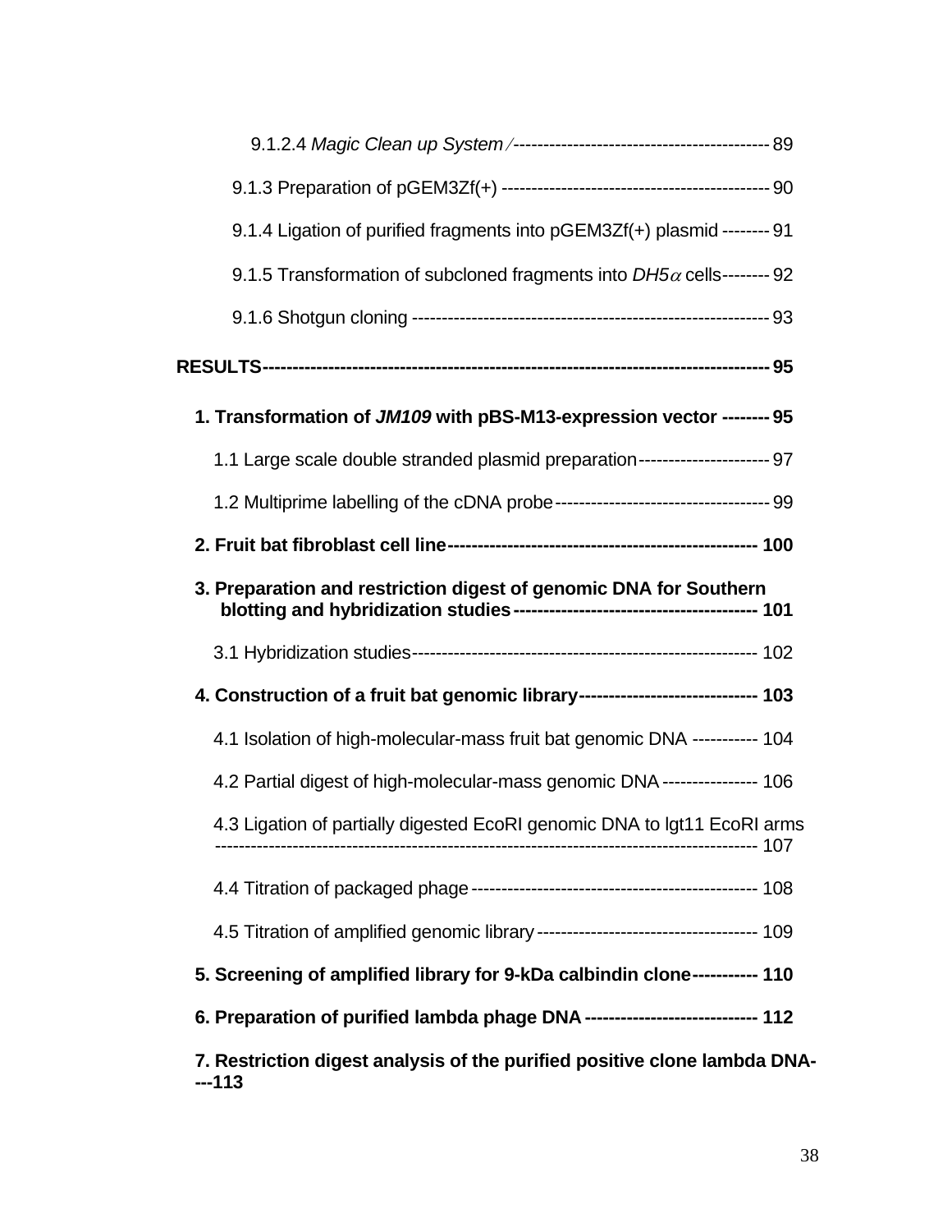9.1.2.4 *Magic Clean up System* ⁄ ------------------------------------------- 89

9.1.3 Preparation of pGEM3Zf(+) --------------------------------------------- 90

9.1.4 Ligation of purified fragments into pGEM3Zf(+) plasmid -------- 91

9.1.5 Transformation of subcloned fragments into *DH5α* cells-------- 92

9.1.6 Shotgun cloning ------------------------------------------------------------ 93

**RESULTS------------------------------------------------------------------------------- 95**

**1. Transformation of *JM109* with pBS-M13-expression vector -------- 95**

1.1 Large scale double stranded plasmid preparation---------------------- 97

1.2 Multiprime labelling of the cDNA probe------------------------------------ 99

**2. Fruit bat fibroblast cell line--------------------------------------------------- 100**

**3. Preparation and restriction digest of genomic DNA for Southern blotting and hybridization studies---------------------------------------- 101**

3.1 Hybridization studies---------------------------------------------------------- 102

**4. Construction of a fruit bat genomic library------------------------------ 103**

4.1 Isolation of high-molecular-mass fruit bat genomic DNA ----------- 104

4.2 Partial digest of high-molecular-mass genomic DNA ---------------- 106

4.3 Ligation of partially digested EcoRI genomic DNA to lgt11 EcoRI arms ------------------------------------------------------------------------------------------ 107

4.4 Titration of packaged phage ------------------------------------------------ 108

4.5 Titration of amplified genomic library ------------------------------------- 109

**5. Screening of amplified library for 9-kDa calbindin clone----------- 110**

**6. Preparation of purified lambda phage DNA ----------------------------- 112**

**7. Restriction digest analysis of the purified positive clone lambda DNA----113**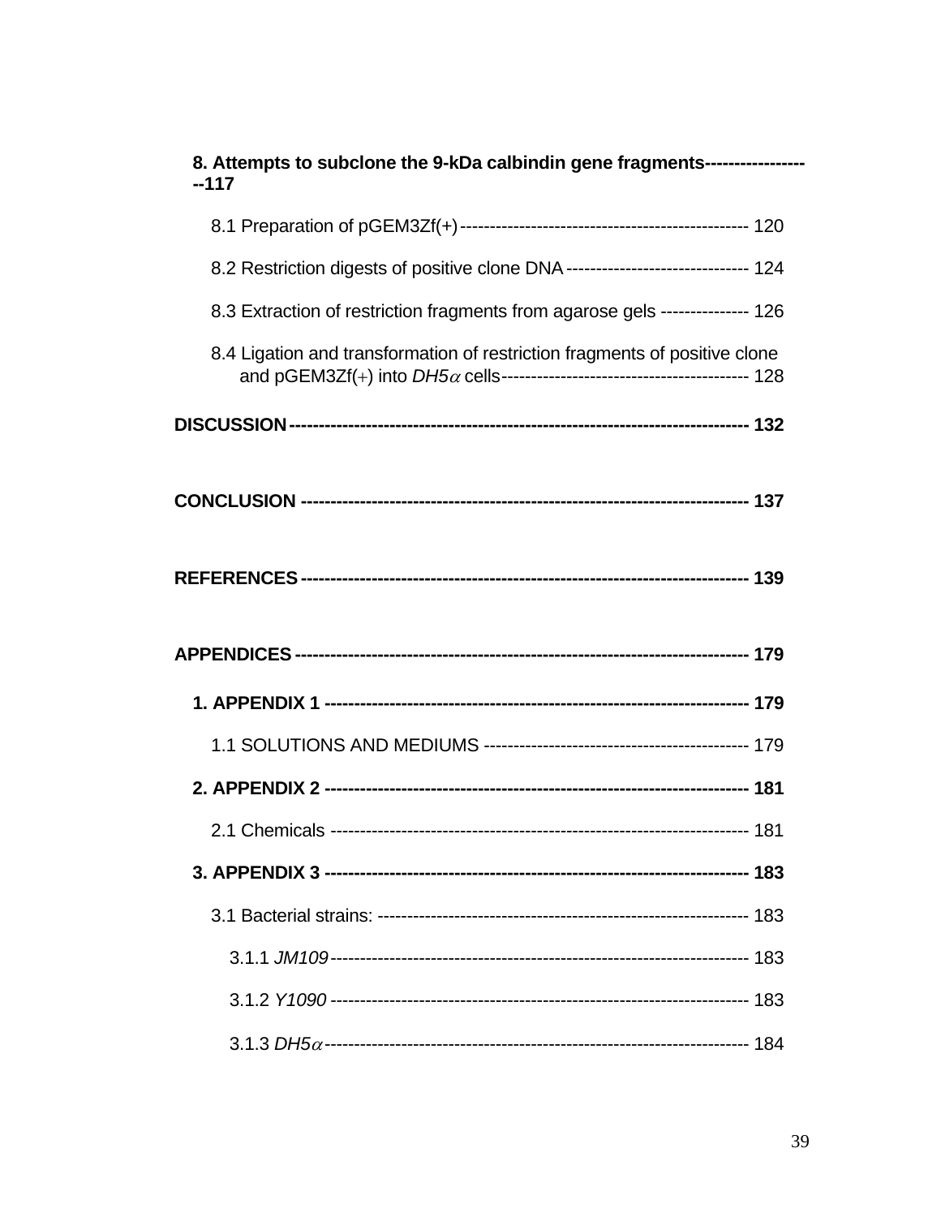**8. Attempts to subclone the 9-kDa calbindin gene fragments------------------117**

8.1 Preparation of pGEM3Zf(+)------------------------------------------------ 120

8.2 Restriction digests of positive clone DNA------------------------------- 124

8.3 Extraction of restriction fragments from agarose gels --------------- 126

8.4 Ligation and transformation of restriction fragments of positive clone and pGEM3Zf(+) into *DH5α* cells----------------------------------------- 128

**DISCUSSION--------------------------------------------------------------------------- 132**

**CONCLUSION ------------------------------------------------------------------------- 137**

**REFERENCES------------------------------------------------------------------------- 139**

**APPENDICES ------------------------------------------------------------------------- 179**

**1. APPENDIX 1 -------------------------------------------------------------------- 179**

1.1 SOLUTIONS AND MEDIUMS -------------------------------------------- 179

**2. APPENDIX 2 -------------------------------------------------------------------- 181**

2.1 Chemicals -------------------------------------------------------------------- 181

**3. APPENDIX 3 -------------------------------------------------------------------- 183**

3.1 Bacterial strains: -------------------------------------------------------------- 183

3.1.1 *JM109*--------------------------------------------------------------------- 183

3.1.2 *Y1090* --------------------------------------------------------------------- 183

3.1.3 *DH5α*---------------------------------------------------------------------- 184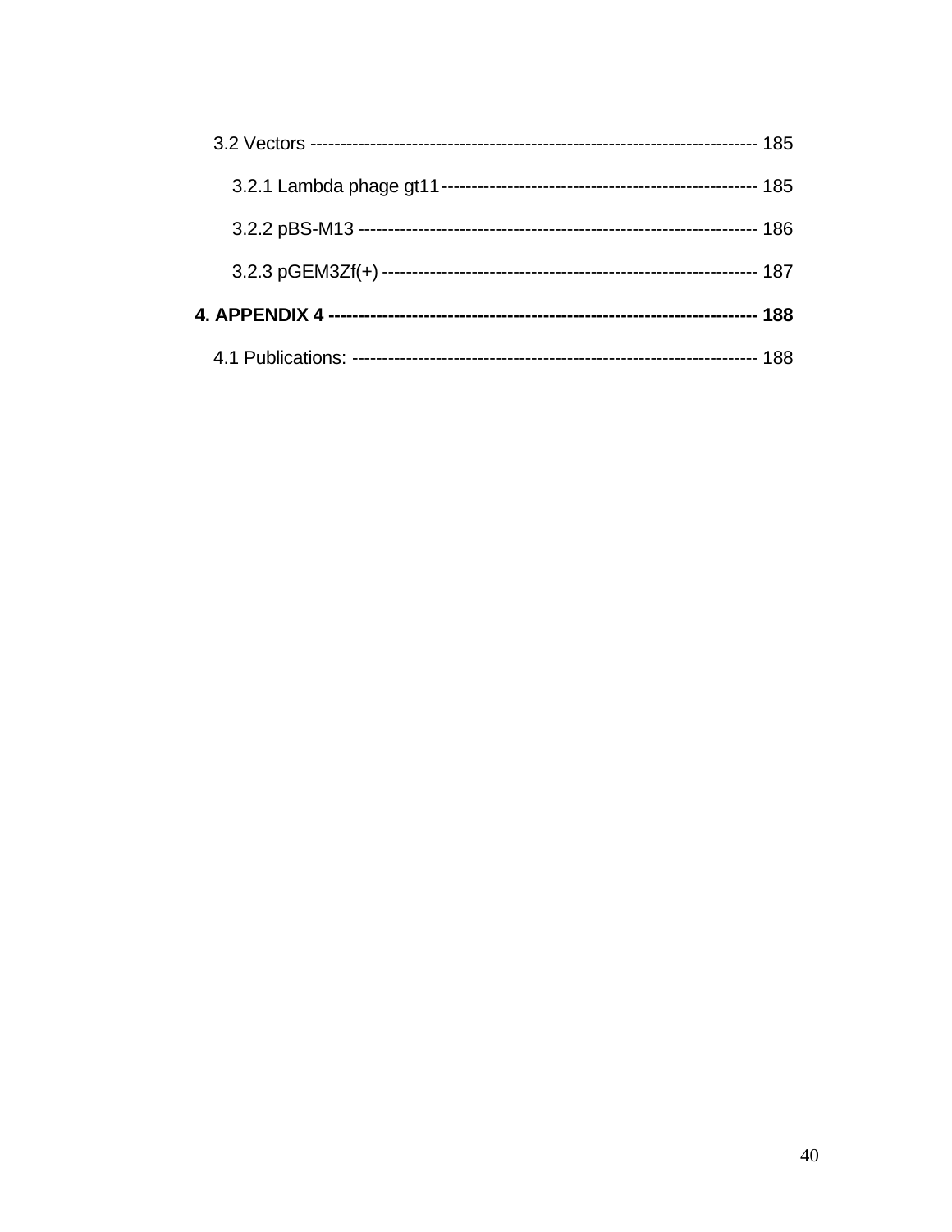3.2 Vectors ------------------------------------------------------------------------------ 185

3.2.1 Lambda phage gt11 ---------------------------------------------------- 185

3.2.2 pBS-M13 ------------------------------------------------------------------ 186

3.2.3 pGEM3Zf(+) -------------------------------------------------------------- 187

**4. APPENDIX 4 --------------------------------------------------------------------- 188**

4.1 Publications: ------------------------------------------------------------------ 188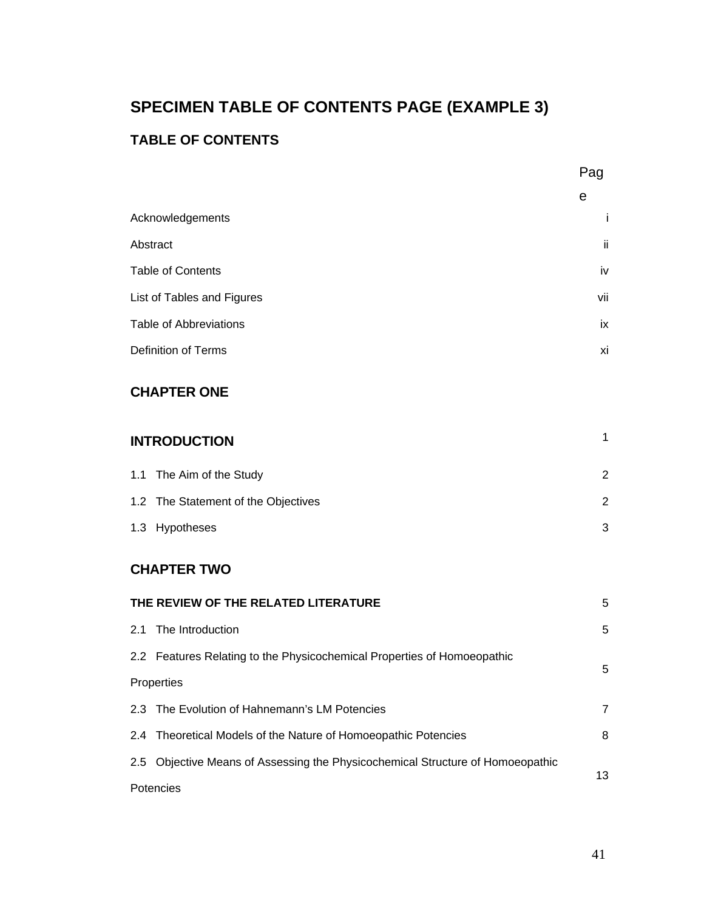## SPECIMEN TABLE OF CONTENTS PAGE (EXAMPLE 3)

### TABLE OF CONTENTS

| | Page |
|---|---|
| Acknowledgements | i |
| Abstract | ii |
| Table of Contents | iv |
| List of Tables and Figures | vii |
| Table of Abbreviations | ix |
| Definition of Terms | xi |
| **CHAPTER ONE** | |
| **INTRODUCTION** | 1 |
| 1.1 The Aim of the Study | 2 |
| 1.2 The Statement of the Objectives | 2 |
| 1.3 Hypotheses | 3 |
| **CHAPTER TWO** | |
| **THE REVIEW OF THE RELATED LITERATURE** | 5 |
| 2.1 The Introduction | 5 |
| 2.2 Features Relating to the Physicochemical Properties of Homoeopathic Properties | 5 |
| 2.3 The Evolution of Hahnemann's LM Potencies | 7 |
| 2.4 Theoretical Models of the Nature of Homoeopathic Potencies | 8 |
| 2.5 Objective Means of Assessing the Physicochemical Structure of Homoeopathic Potencies | 13 |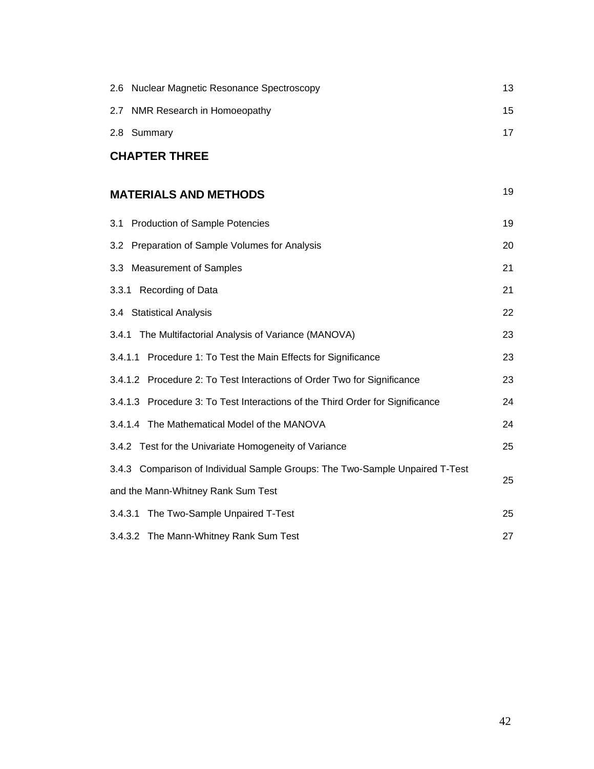2.6 Nuclear Magnetic Resonance Spectroscopy 13

2.7 NMR Research in Homoeopathy 15

2.8 Summary 17

**CHAPTER THREE**

**MATERIALS AND METHODS** 19

3.1 Production of Sample Potencies 19

3.2 Preparation of Sample Volumes for Analysis 20

3.3 Measurement of Samples 21

3.3.1 Recording of Data 21

3.4 Statistical Analysis 22

3.4.1 The Multifactorial Analysis of Variance (MANOVA) 23

3.4.1.1 Procedure 1: To Test the Main Effects for Significance 23

3.4.1.2 Procedure 2: To Test Interactions of Order Two for Significance 23

3.4.1.3 Procedure 3: To Test Interactions of the Third Order for Significance 24

3.4.1.4 The Mathematical Model of the MANOVA 24

3.4.2 Test for the Univariate Homogeneity of Variance 25

3.4.3 Comparison of Individual Sample Groups: The Two-Sample Unpaired T-Test and the Mann-Whitney Rank Sum Test 25

3.4.3.1 The Two-Sample Unpaired T-Test 25

3.4.3.2 The Mann-Whitney Rank Sum Test 27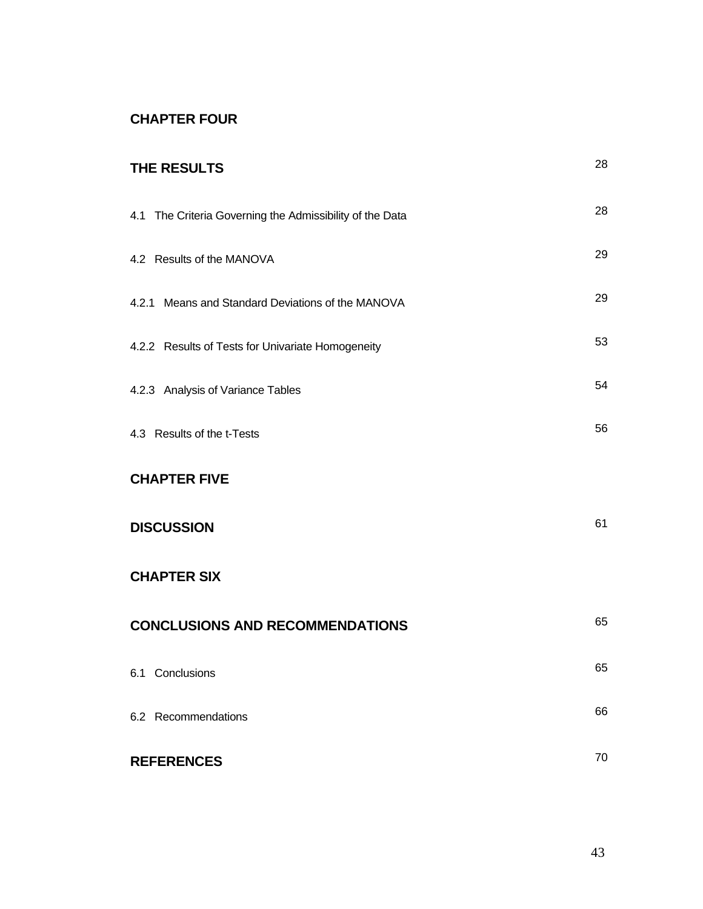**CHAPTER FOUR**

| | |
|---|---|
| **THE RESULTS** | 28 |
| 4.1 The Criteria Governing the Admissibility of the Data | 28 |
| 4.2 Results of the MANOVA | 29 |
| 4.2.1 Means and Standard Deviations of the MANOVA | 29 |
| 4.2.2 Results of Tests for Univariate Homogeneity | 53 |
| 4.2.3 Analysis of Variance Tables | 54 |
| 4.3 Results of the t-Tests | 56 |

**CHAPTER FIVE**

| | |
|---|---|
| **DISCUSSION** | 61 |

**CHAPTER SIX**

| | |
|---|---|
| **CONCLUSIONS AND RECOMMENDATIONS** | 65 |
| 6.1 Conclusions | 65 |
| 6.2 Recommendations | 66 |
| **REFERENCES** | 70 |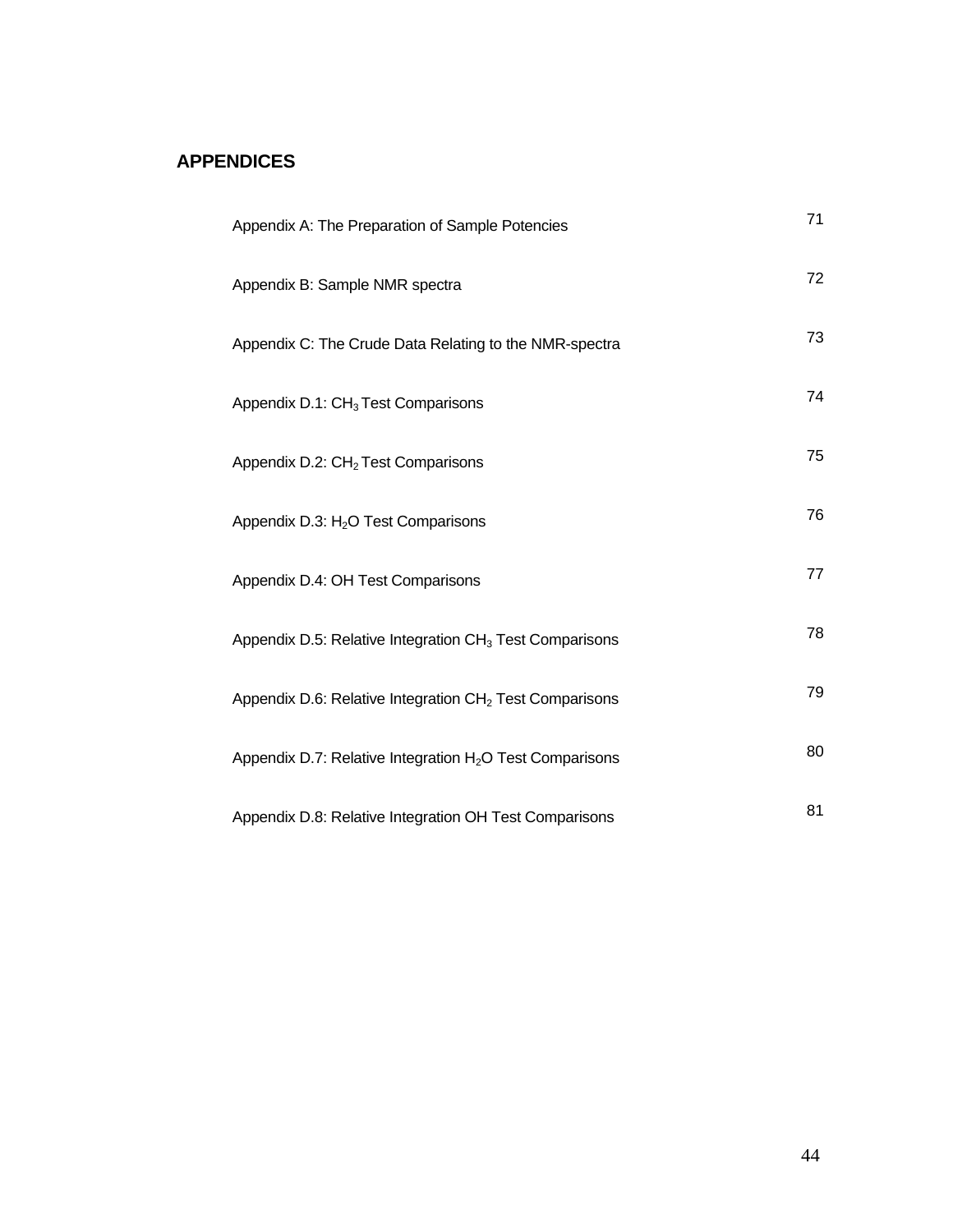## APPENDICES

| | |
|---|---|
| Appendix A: The Preparation of Sample Potencies | 71 |
| Appendix B: Sample NMR spectra | 72 |
| Appendix C: The Crude Data Relating to the NMR-spectra | 73 |
| Appendix D.1: $CH_3$ Test Comparisons | 74 |
| Appendix D.2: $CH_2$ Test Comparisons | 75 |
| Appendix D.3: $H_2O$ Test Comparisons | 76 |
| Appendix D.4: OH Test Comparisons | 77 |
| Appendix D.5: Relative Integration $CH_3$ Test Comparisons | 78 |
| Appendix D.6: Relative Integration $CH_2$ Test Comparisons | 79 |
| Appendix D.7: Relative Integration $H_2O$ Test Comparisons | 80 |
| Appendix D.8: Relative Integration OH Test Comparisons | 81 |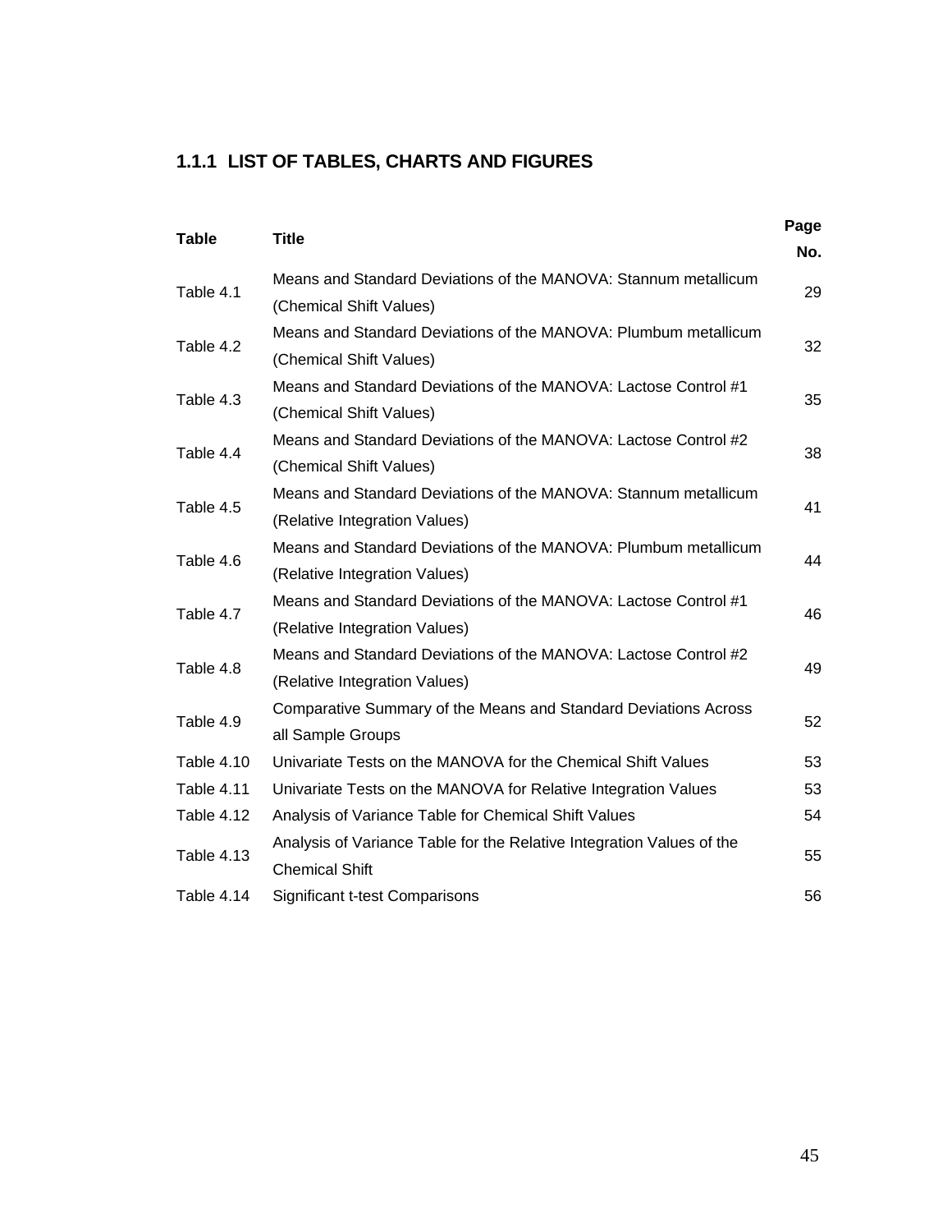### 1.1.1 LIST OF TABLES, CHARTS AND FIGURES

| Table | Title | Page No. |
|---|---|---|
| Table 4.1 | Means and Standard Deviations of the MANOVA: Stannum metallicum (Chemical Shift Values) | 29 |
| Table 4.2 | Means and Standard Deviations of the MANOVA: Plumbum metallicum (Chemical Shift Values) | 32 |
| Table 4.3 | Means and Standard Deviations of the MANOVA: Lactose Control #1 (Chemical Shift Values) | 35 |
| Table 4.4 | Means and Standard Deviations of the MANOVA: Lactose Control #2 (Chemical Shift Values) | 38 |
| Table 4.5 | Means and Standard Deviations of the MANOVA: Stannum metallicum (Relative Integration Values) | 41 |
| Table 4.6 | Means and Standard Deviations of the MANOVA: Plumbum metallicum (Relative Integration Values) | 44 |
| Table 4.7 | Means and Standard Deviations of the MANOVA: Lactose Control #1 (Relative Integration Values) | 46 |
| Table 4.8 | Means and Standard Deviations of the MANOVA: Lactose Control #2 (Relative Integration Values) | 49 |
| Table 4.9 | Comparative Summary of the Means and Standard Deviations Across all Sample Groups | 52 |
| Table 4.10 | Univariate Tests on the MANOVA for the Chemical Shift Values | 53 |
| Table 4.11 | Univariate Tests on the MANOVA for Relative Integration Values | 53 |
| Table 4.12 | Analysis of Variance Table for Chemical Shift Values | 54 |
| Table 4.13 | Analysis of Variance Table for the Relative Integration Values of the Chemical Shift | 55 |
| Table 4.14 | Significant t-test Comparisons | 56 |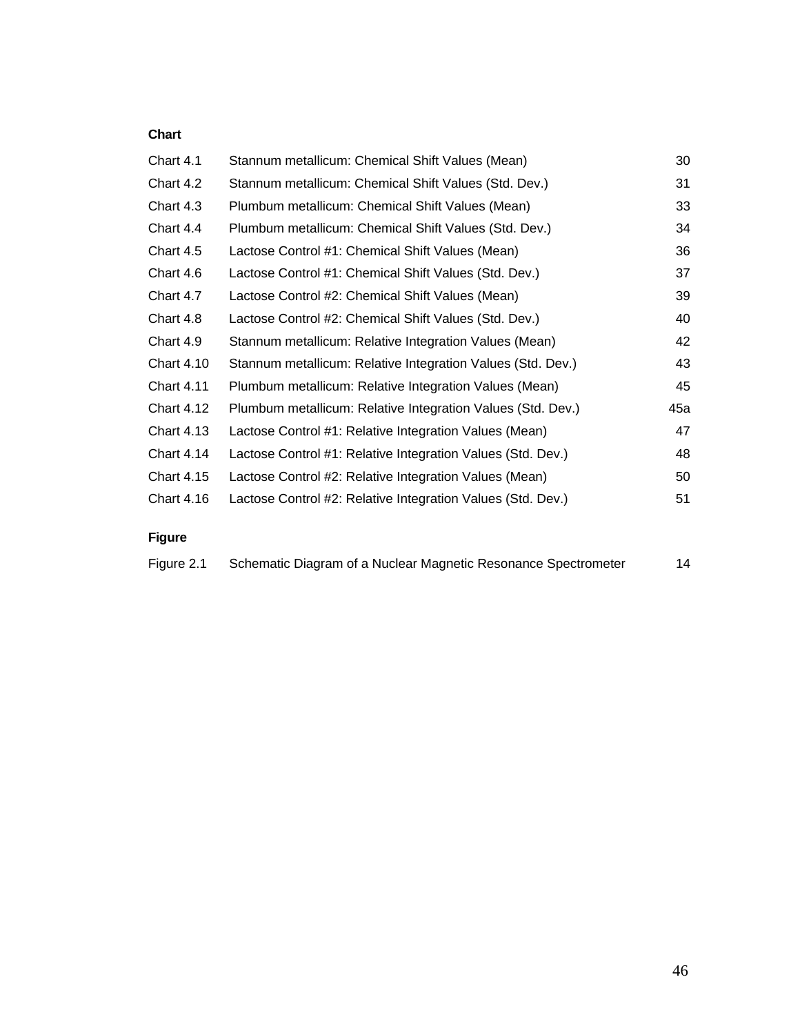**Chart**

| | | |
|---|---|---|
| Chart 4.1 | Stannum metallicum: Chemical Shift Values (Mean) | 30 |
| Chart 4.2 | Stannum metallicum: Chemical Shift Values (Std. Dev.) | 31 |
| Chart 4.3 | Plumbum metallicum: Chemical Shift Values (Mean) | 33 |
| Chart 4.4 | Plumbum metallicum: Chemical Shift Values (Std. Dev.) | 34 |
| Chart 4.5 | Lactose Control #1: Chemical Shift Values (Mean) | 36 |
| Chart 4.6 | Lactose Control #1: Chemical Shift Values (Std. Dev.) | 37 |
| Chart 4.7 | Lactose Control #2: Chemical Shift Values (Mean) | 39 |
| Chart 4.8 | Lactose Control #2: Chemical Shift Values (Std. Dev.) | 40 |
| Chart 4.9 | Stannum metallicum: Relative Integration Values (Mean) | 42 |
| Chart 4.10 | Stannum metallicum: Relative Integration Values (Std. Dev.) | 43 |
| Chart 4.11 | Plumbum metallicum: Relative Integration Values (Mean) | 45 |
| Chart 4.12 | Plumbum metallicum: Relative Integration Values (Std. Dev.) | 45a |
| Chart 4.13 | Lactose Control #1: Relative Integration Values (Mean) | 47 |
| Chart 4.14 | Lactose Control #1: Relative Integration Values (Std. Dev.) | 48 |
| Chart 4.15 | Lactose Control #2: Relative Integration Values (Mean) | 50 |
| Chart 4.16 | Lactose Control #2: Relative Integration Values (Std. Dev.) | 51 |

**Figure**

| | | |
|---|---|---|
| Figure 2.1 | Schematic Diagram of a Nuclear Magnetic Resonance Spectrometer | 14 |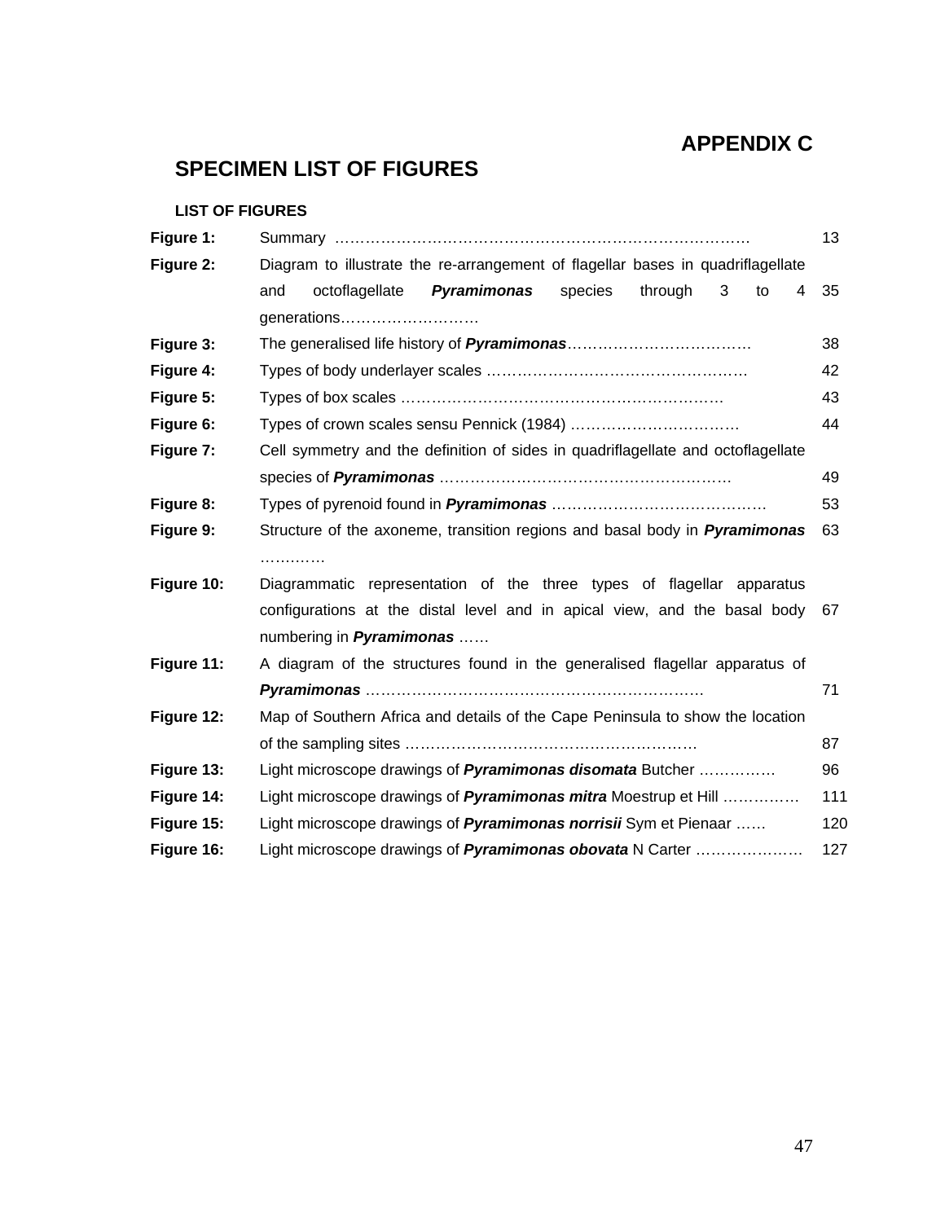# APPENDIX C

## SPECIMEN LIST OF FIGURES

### LIST OF FIGURES

| | | |
|---|---|---|
| **Figure 1:** | Summary ………………………………………………………………………… | 13 |
| **Figure 2:** | Diagram to illustrate the re-arrangement of flagellar bases in quadriflagellate and octoflagellate ***Pyramimonas*** species through 3 to 4 generations……………………… | 35 |
| **Figure 3:** | The generalised life history of ***Pyramimonas***……………………………… | 38 |
| **Figure 4:** | Types of body underlayer scales …………………………………………… | 42 |
| **Figure 5:** | Types of box scales ……………………………………………………… | 43 |
| **Figure 6:** | Types of crown scales sensu Pennick (1984) …………………………… | 44 |
| **Figure 7:** | Cell symmetry and the definition of sides in quadriflagellate and octoflagellate species of ***Pyramimonas*** ………………………………………………… | 49 |
| **Figure 8:** | Types of pyrenoid found in ***Pyramimonas*** …………………………………… | 53 |
| **Figure 9:** | Structure of the axoneme, transition regions and basal body in ***Pyramimonas*** ………… | 63 |
| **Figure 10:** | Diagrammatic representation of the three types of flagellar apparatus configurations at the distal level and in apical view, and the basal body numbering in ***Pyramimonas*** …… | 67 |
| **Figure 11:** | A diagram of the structures found in the generalised flagellar apparatus of ***Pyramimonas*** ………………………………………………………… | 71 |
| **Figure 12:** | Map of Southern Africa and details of the Cape Peninsula to show the location of the sampling sites ………………………………………………… | 87 |
| **Figure 13:** | Light microscope drawings of ***Pyramimonas disomata*** Butcher …………… | 96 |
| **Figure 14:** | Light microscope drawings of ***Pyramimonas mitra*** Moestrup et Hill …………… | 111 |
| **Figure 15:** | Light microscope drawings of ***Pyramimonas norrisii*** Sym et Pienaar …… | 120 |
| **Figure 16:** | Light microscope drawings of ***Pyramimonas obovata*** N Carter ………………… | 127 |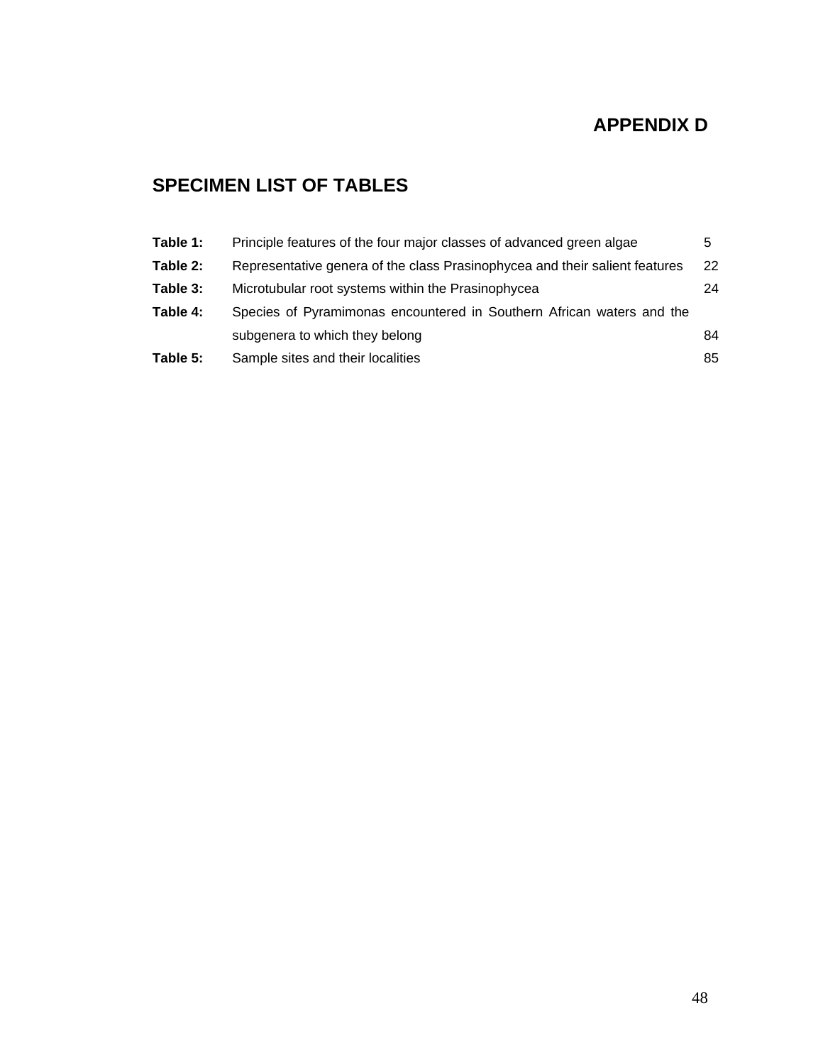# APPENDIX D

## SPECIMEN LIST OF TABLES

| | | |
|---|---|---|
| **Table 1:** | Principle features of the four major classes of advanced green algae | 5 |
| **Table 2:** | Representative genera of the class Prasinophycea and their salient features | 22 |
| **Table 3:** | Microtubular root systems within the Prasinophycea | 24 |
| **Table 4:** | Species of Pyramimonas encountered in Southern African waters and the subgenera to which they belong | 84 |
| **Table 5:** | Sample sites and their localities | 85 |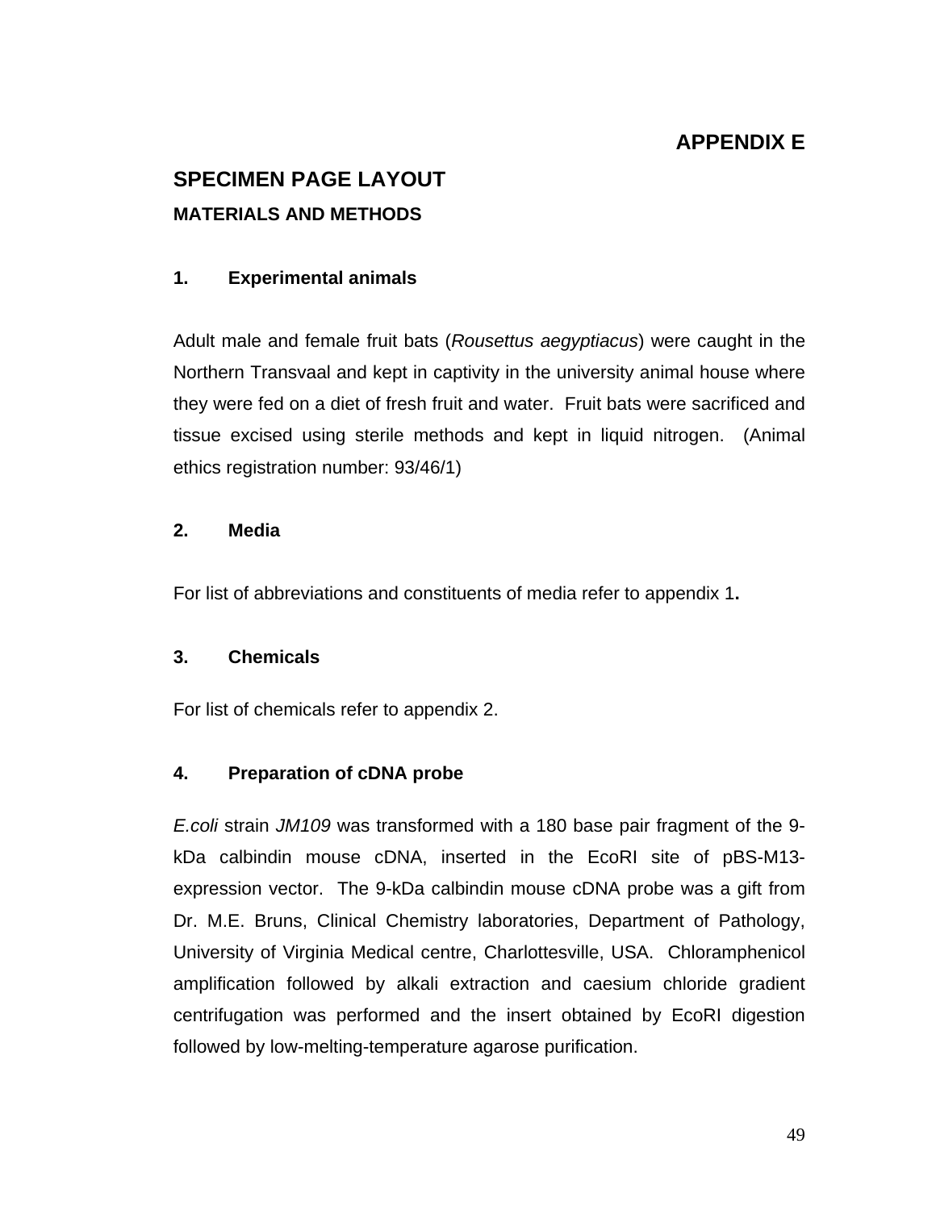# APPENDIX E

## SPECIMEN PAGE LAYOUT

### MATERIALS AND METHODS

#### 1. Experimental animals

Adult male and female fruit bats (*Rousettus aegyptiacus*) were caught in the Northern Transvaal and kept in captivity in the university animal house where they were fed on a diet of fresh fruit and water. Fruit bats were sacrificed and tissue excised using sterile methods and kept in liquid nitrogen. (Animal ethics registration number: 93/46/1)

#### 2. Media

For list of abbreviations and constituents of media refer to appendix 1**.**

#### 3. Chemicals

For list of chemicals refer to appendix 2.

#### 4. Preparation of cDNA probe

*E.coli* strain *JM109* was transformed with a 180 base pair fragment of the 9-kDa calbindin mouse cDNA, inserted in the EcoRI site of pBS-M13-expression vector. The 9-kDa calbindin mouse cDNA probe was a gift from Dr. M.E. Bruns, Clinical Chemistry laboratories, Department of Pathology, University of Virginia Medical centre, Charlottesville, USA. Chloramphenicol amplification followed by alkali extraction and caesium chloride gradient centrifugation was performed and the insert obtained by EcoRI digestion followed by low-melting-temperature agarose purification.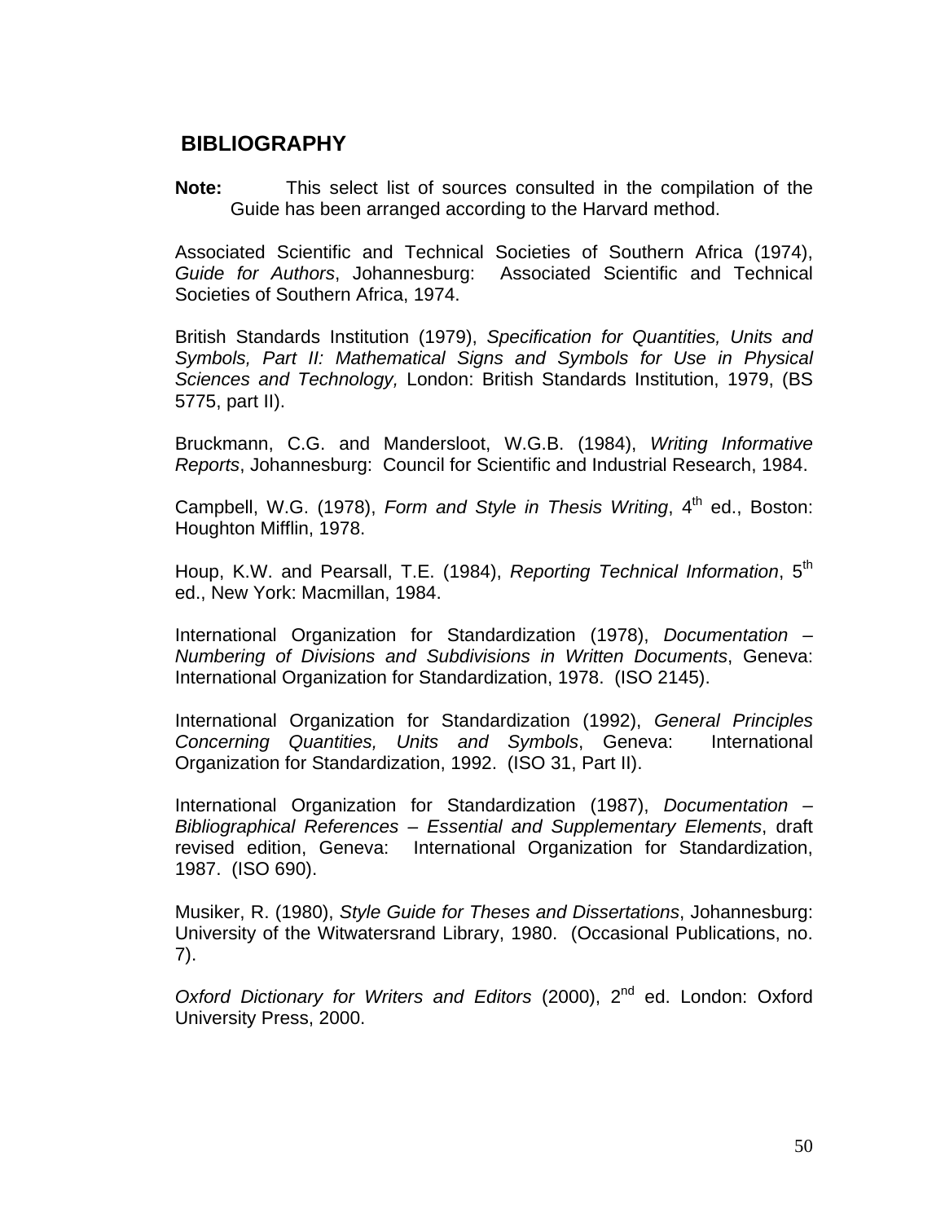## BIBLIOGRAPHY

**Note:** This select list of sources consulted in the compilation of the Guide has been arranged according to the Harvard method.

Associated Scientific and Technical Societies of Southern Africa (1974), *Guide for Authors*, Johannesburg: Associated Scientific and Technical Societies of Southern Africa, 1974.

British Standards Institution (1979), *Specification for Quantities, Units and Symbols, Part II: Mathematical Signs and Symbols for Use in Physical Sciences and Technology,* London: British Standards Institution, 1979, (BS 5775, part II).

Bruckmann, C.G. and Mandersloot, W.G.B. (1984), *Writing Informative Reports*, Johannesburg: Council for Scientific and Industrial Research, 1984.

Campbell, W.G. (1978), *Form and Style in Thesis Writing*, 4th ed., Boston: Houghton Mifflin, 1978.

Houp, K.W. and Pearsall, T.E. (1984), *Reporting Technical Information*, 5th ed., New York: Macmillan, 1984.

International Organization for Standardization (1978), *Documentation – Numbering of Divisions and Subdivisions in Written Documents*, Geneva: International Organization for Standardization, 1978. (ISO 2145).

International Organization for Standardization (1992), *General Principles Concerning Quantities, Units and Symbols*, Geneva: International Organization for Standardization, 1992. (ISO 31, Part II).

International Organization for Standardization (1987), *Documentation – Bibliographical References – Essential and Supplementary Elements*, draft revised edition, Geneva: International Organization for Standardization, 1987. (ISO 690).

Musiker, R. (1980), *Style Guide for Theses and Dissertations*, Johannesburg: University of the Witwatersrand Library, 1980. (Occasional Publications, no. 7).

*Oxford Dictionary for Writers and Editors* (2000), 2nd ed. London: Oxford University Press, 2000.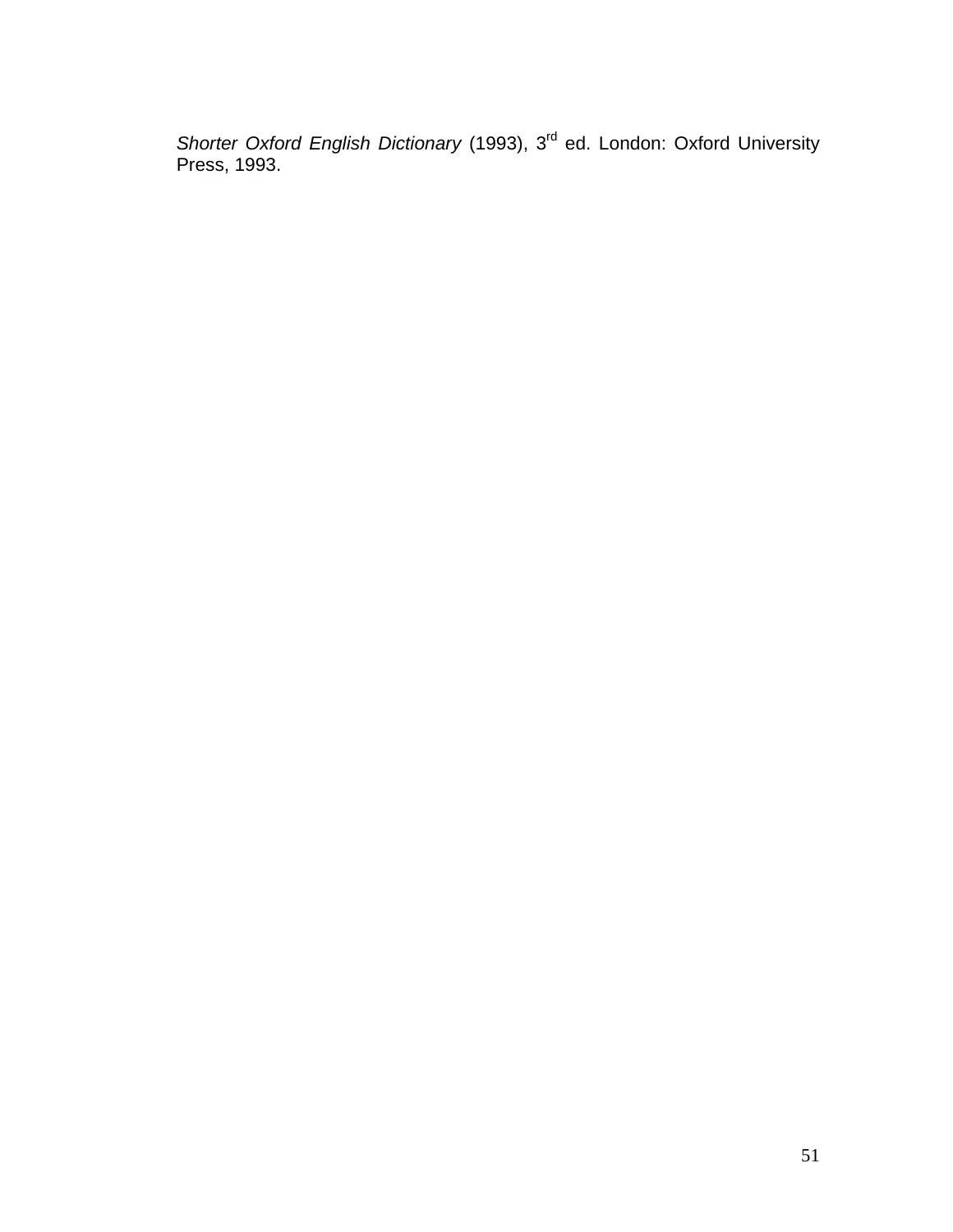*Shorter Oxford English Dictionary* (1993), 3rd ed. London: Oxford University Press, 1993.